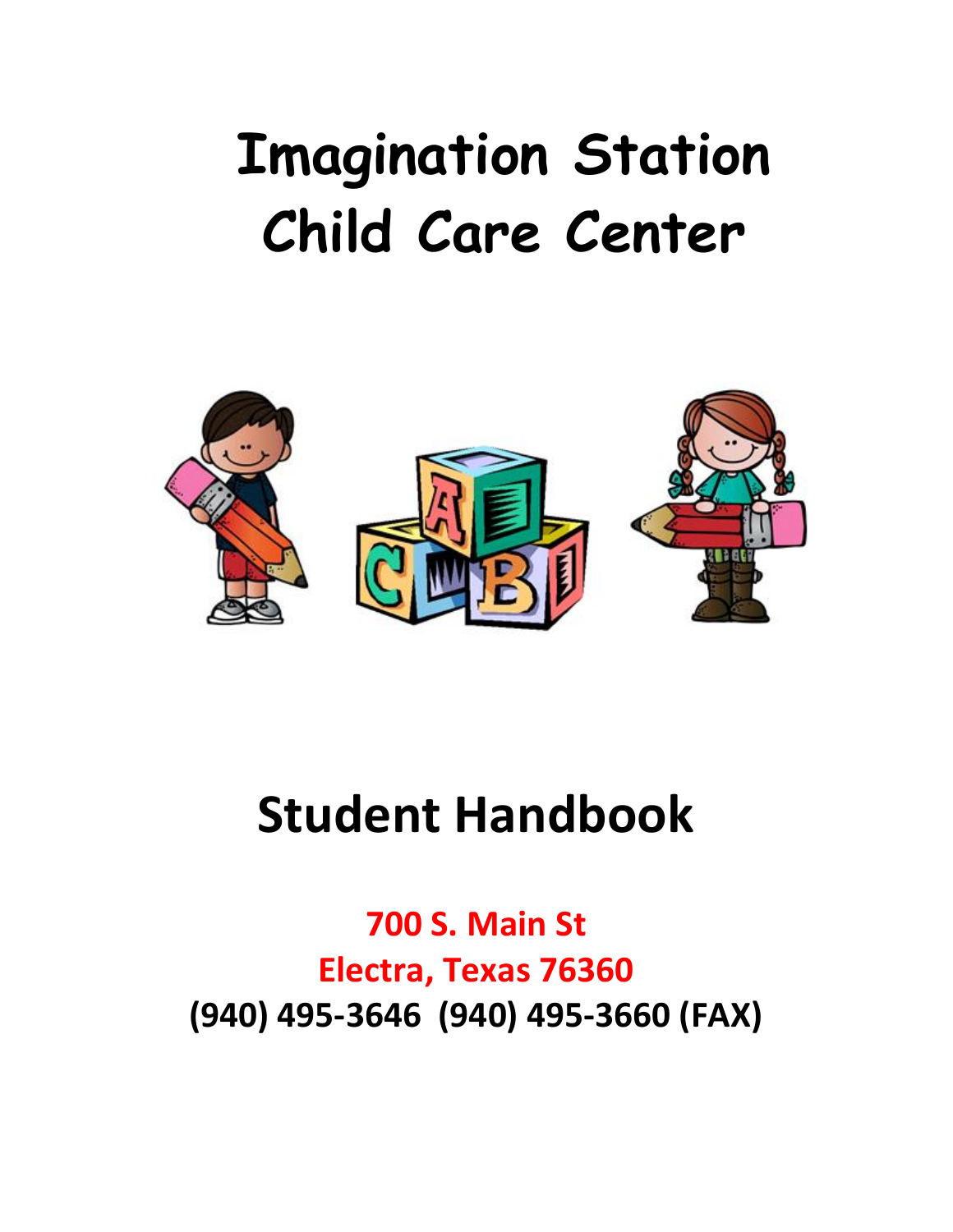# Imagination Station
# Child Care Center

# Student Handbook

**700 S. Main St**
**Electra, Texas 76360**
**(940) 495-3646 (940) 495-3660 (FAX)**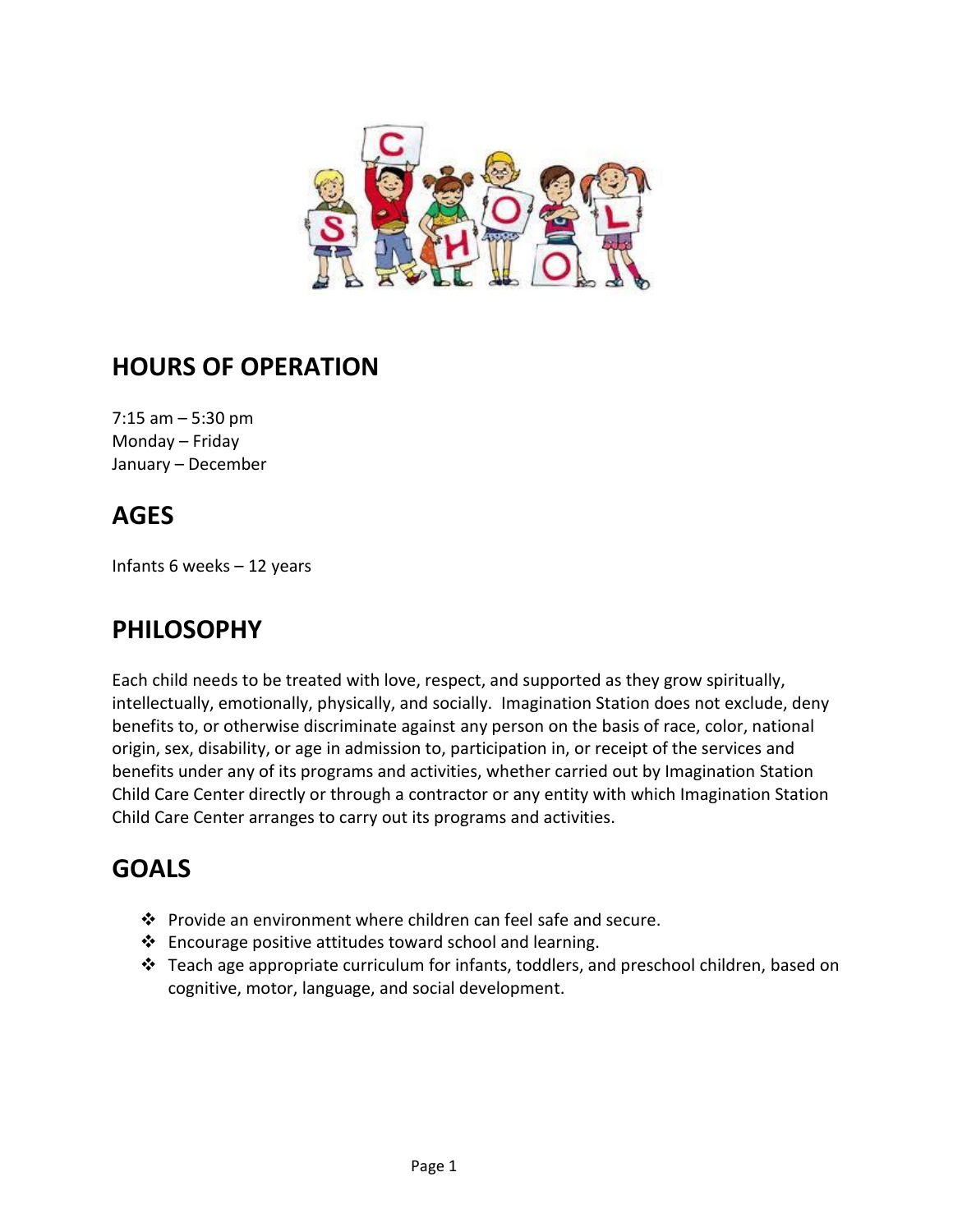## HOURS OF OPERATION

7:15 am – 5:30 pm
Monday – Friday
January – December

## AGES

Infants 6 weeks – 12 years

## PHILOSOPHY

Each child needs to be treated with love, respect, and supported as they grow spiritually, intellectually, emotionally, physically, and socially. Imagination Station does not exclude, deny benefits to, or otherwise discriminate against any person on the basis of race, color, national origin, sex, disability, or age in admission to, participation in, or receipt of the services and benefits under any of its programs and activities, whether carried out by Imagination Station Child Care Center directly or through a contractor or any entity with which Imagination Station Child Care Center arranges to carry out its programs and activities.

## GOALS

- Provide an environment where children can feel safe and secure.
- Encourage positive attitudes toward school and learning.
- Teach age appropriate curriculum for infants, toddlers, and preschool children, based on cognitive, motor, language, and social development.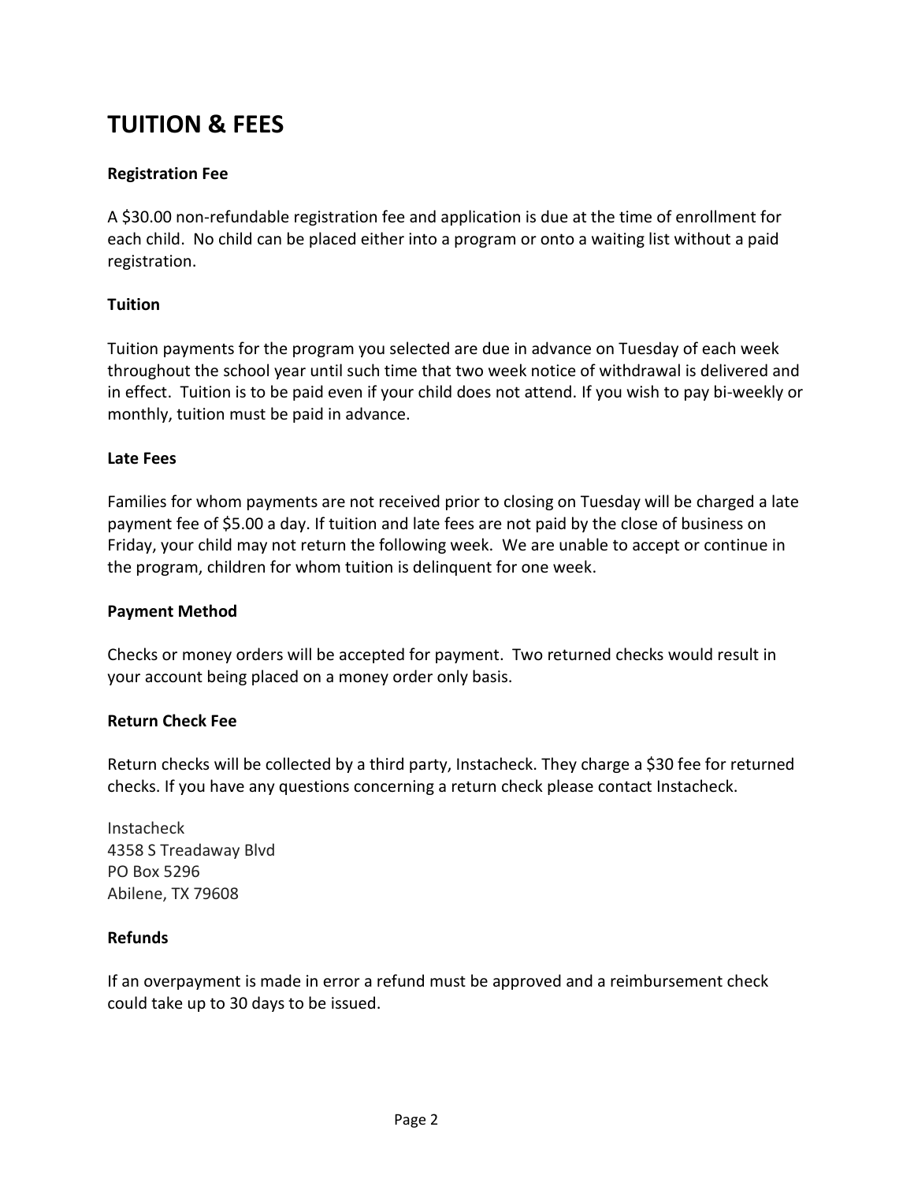# TUITION & FEES

**Registration Fee**

A $30.00 non-refundable registration fee and application is due at the time of enrollment for each child. No child can be placed either into a program or onto a waiting list without a paid registration.

**Tuition**

Tuition payments for the program you selected are due in advance on Tuesday of each week throughout the school year until such time that two week notice of withdrawal is delivered and in effect. Tuition is to be paid even if your child does not attend. If you wish to pay bi-weekly or monthly, tuition must be paid in advance.

**Late Fees**

Families for whom payments are not received prior to closing on Tuesday will be charged a late payment fee of $5.00 a day. If tuition and late fees are not paid by the close of business on Friday, your child may not return the following week. We are unable to accept or continue in the program, children for whom tuition is delinquent for one week.

**Payment Method**

Checks or money orders will be accepted for payment. Two returned checks would result in your account being placed on a money order only basis.

**Return Check Fee**

Return checks will be collected by a third party, Instacheck. They charge a $30 fee for returned checks. If you have any questions concerning a return check please contact Instacheck.

Instacheck
4358 S Treadaway Blvd
PO Box 5296
Abilene, TX 79608

**Refunds**

If an overpayment is made in error a refund must be approved and a reimbursement check could take up to 30 days to be issued.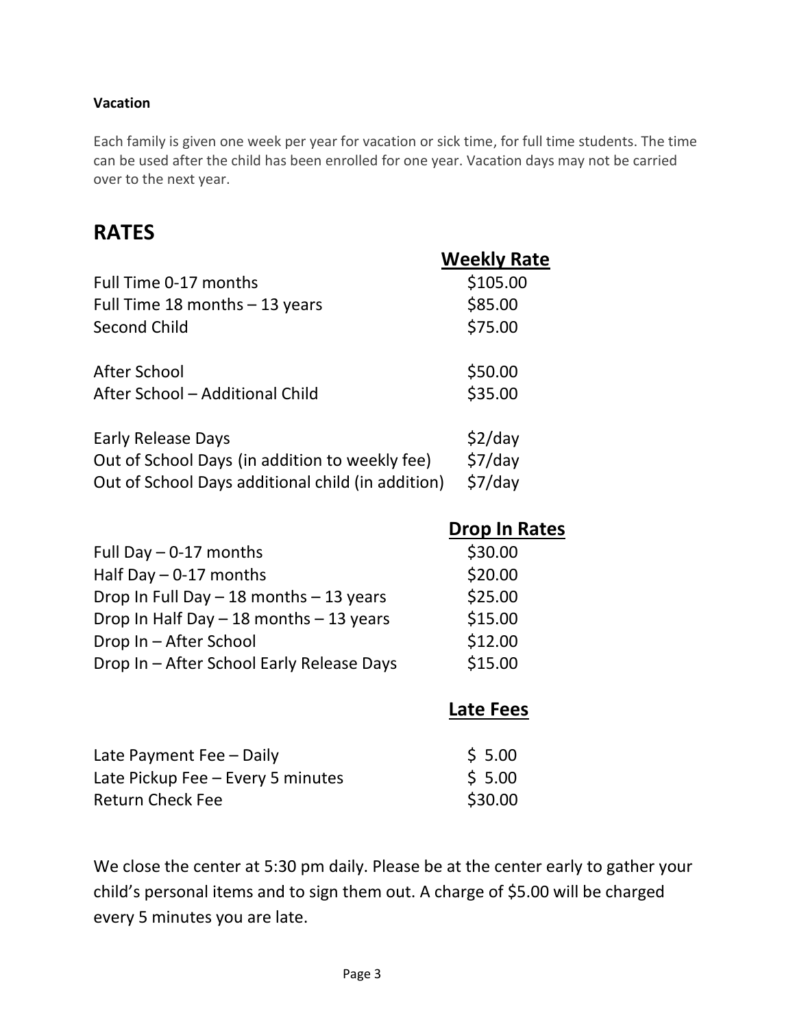**Vacation**

Each family is given one week per year for vacation or sick time, for full time students. The time can be used after the child has been enrolled for one year. Vacation days may not be carried over to the next year.

# RATES

| | Weekly Rate |
|---|---|
| Full Time 0-17 months | $105.00 |
| Full Time 18 months – 13 years | $85.00 |
| Second Child | $75.00 |
| | |
| After School | $50.00 |
| After School – Additional Child | $35.00 |
| | |
| Early Release Days | $2/day |
| Out of School Days (in addition to weekly fee) | $7/day |
| Out of School Days additional child (in addition) | $7/day |

| | Drop In Rates |
|---|---|
| Full Day – 0-17 months | $30.00 |
| Half Day – 0-17 months | $20.00 |
| Drop In Full Day – 18 months – 13 years | $25.00 |
| Drop In Half Day – 18 months – 13 years | $15.00 |
| Drop In – After School | $12.00 |
| Drop In – After School Early Release Days | $15.00 |

| | Late Fees |
|---|---|
| Late Payment Fee – Daily | $ 5.00 |
| Late Pickup Fee – Every 5 minutes | $ 5.00 |
| Return Check Fee | $30.00 |

We close the center at 5:30 pm daily. Please be at the center early to gather your child's personal items and to sign them out. A charge of $5.00 will be charged every 5 minutes you are late.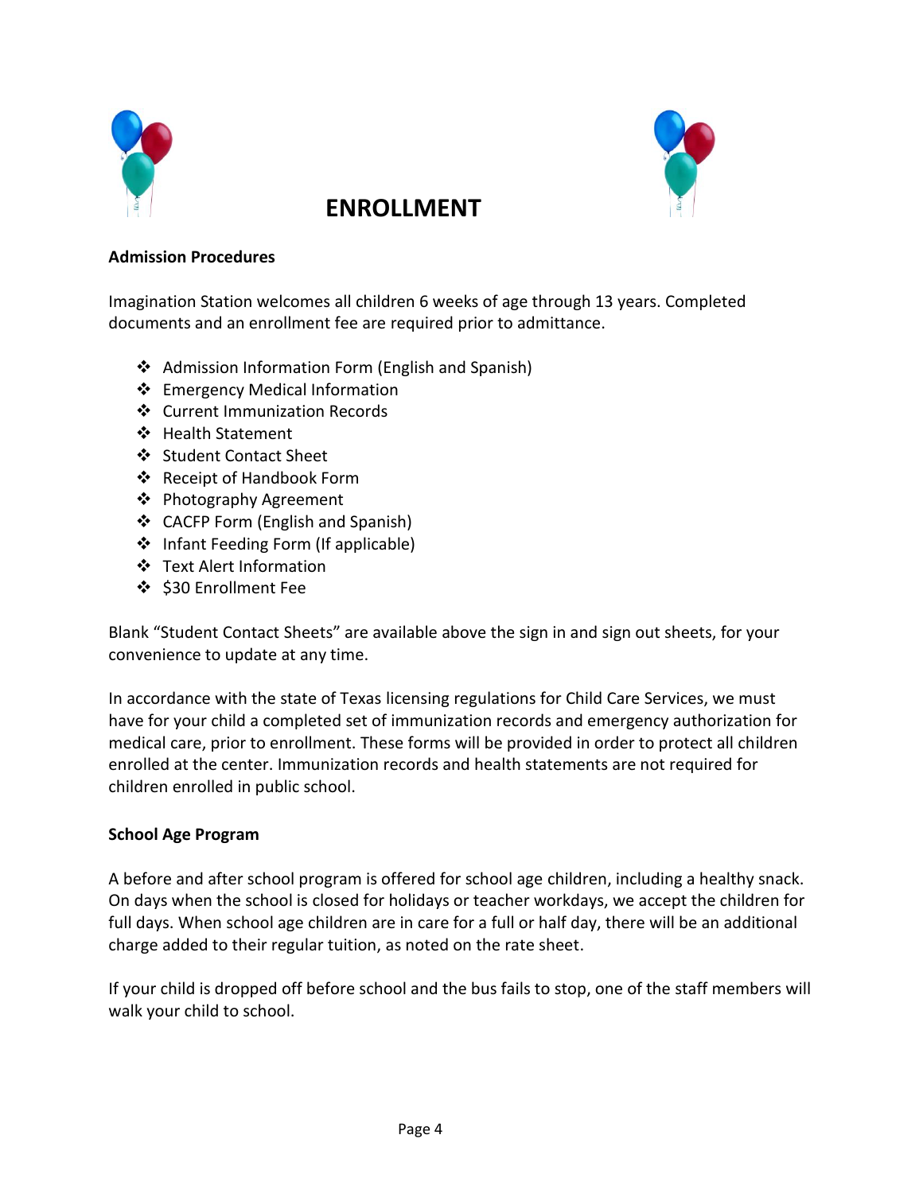# ENROLLMENT

**Admission Procedures**

Imagination Station welcomes all children 6 weeks of age through 13 years. Completed documents and an enrollment fee are required prior to admittance.

- Admission Information Form (English and Spanish)
- Emergency Medical Information
- Current Immunization Records
- Health Statement
- Student Contact Sheet
- Receipt of Handbook Form
- Photography Agreement
- CACFP Form (English and Spanish)
- Infant Feeding Form (If applicable)
- Text Alert Information
- $30 Enrollment Fee

Blank "Student Contact Sheets" are available above the sign in and sign out sheets, for your convenience to update at any time.

In accordance with the state of Texas licensing regulations for Child Care Services, we must have for your child a completed set of immunization records and emergency authorization for medical care, prior to enrollment. These forms will be provided in order to protect all children enrolled at the center. Immunization records and health statements are not required for children enrolled in public school.

**School Age Program**

A before and after school program is offered for school age children, including a healthy snack. On days when the school is closed for holidays or teacher workdays, we accept the children for full days. When school age children are in care for a full or half day, there will be an additional charge added to their regular tuition, as noted on the rate sheet.

If your child is dropped off before school and the bus fails to stop, one of the staff members will walk your child to school.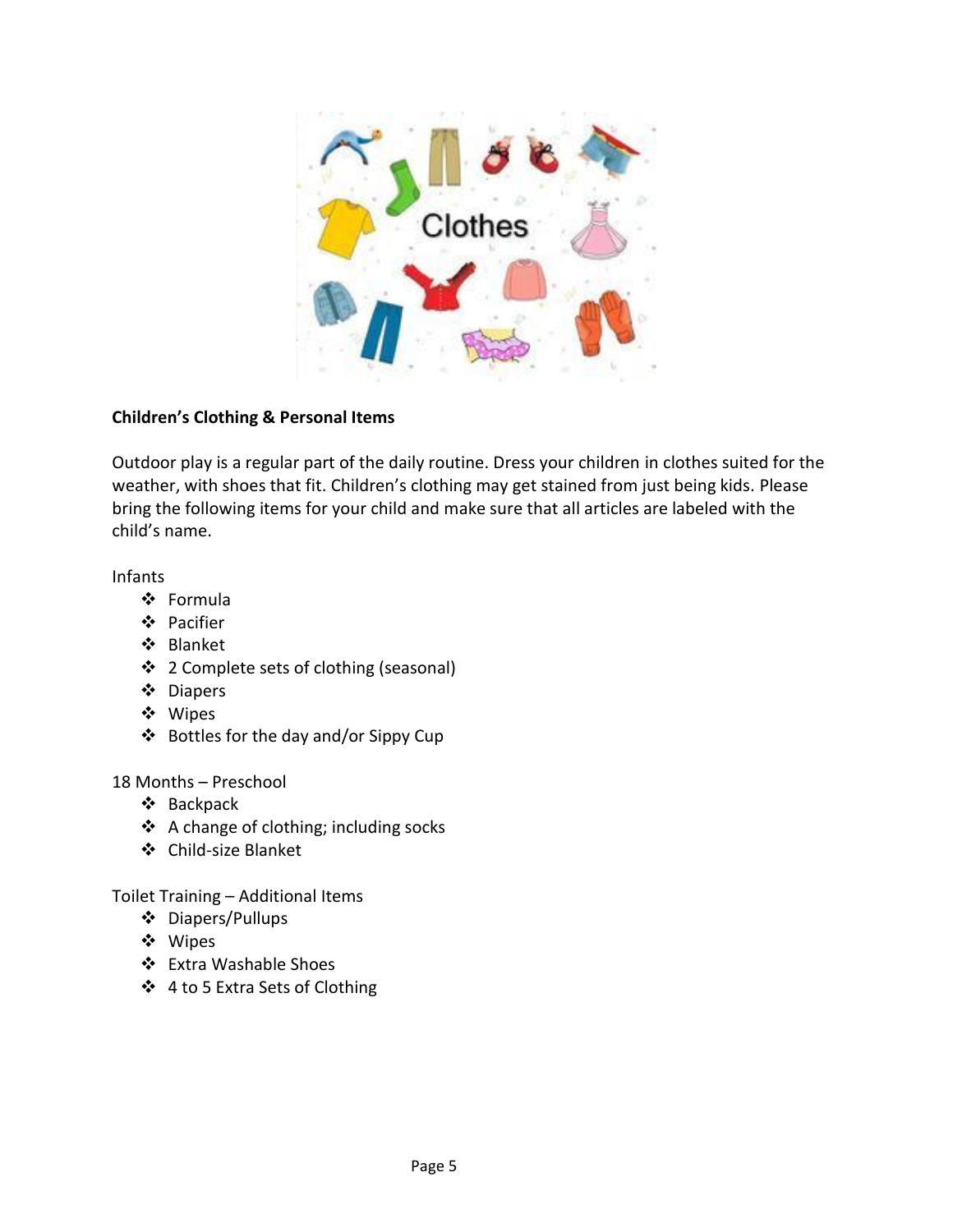**Children's Clothing & Personal Items**

Outdoor play is a regular part of the daily routine. Dress your children in clothes suited for the weather, with shoes that fit. Children's clothing may get stained from just being kids. Please bring the following items for your child and make sure that all articles are labeled with the child's name.

Infants

- Formula
- Pacifier
- Blanket
- 2 Complete sets of clothing (seasonal)
- Diapers
- Wipes
- Bottles for the day and/or Sippy Cup

18 Months – Preschool

- Backpack
- A change of clothing; including socks
- Child-size Blanket

Toilet Training – Additional Items

- Diapers/Pullups
- Wipes
- Extra Washable Shoes
- 4 to 5 Extra Sets of Clothing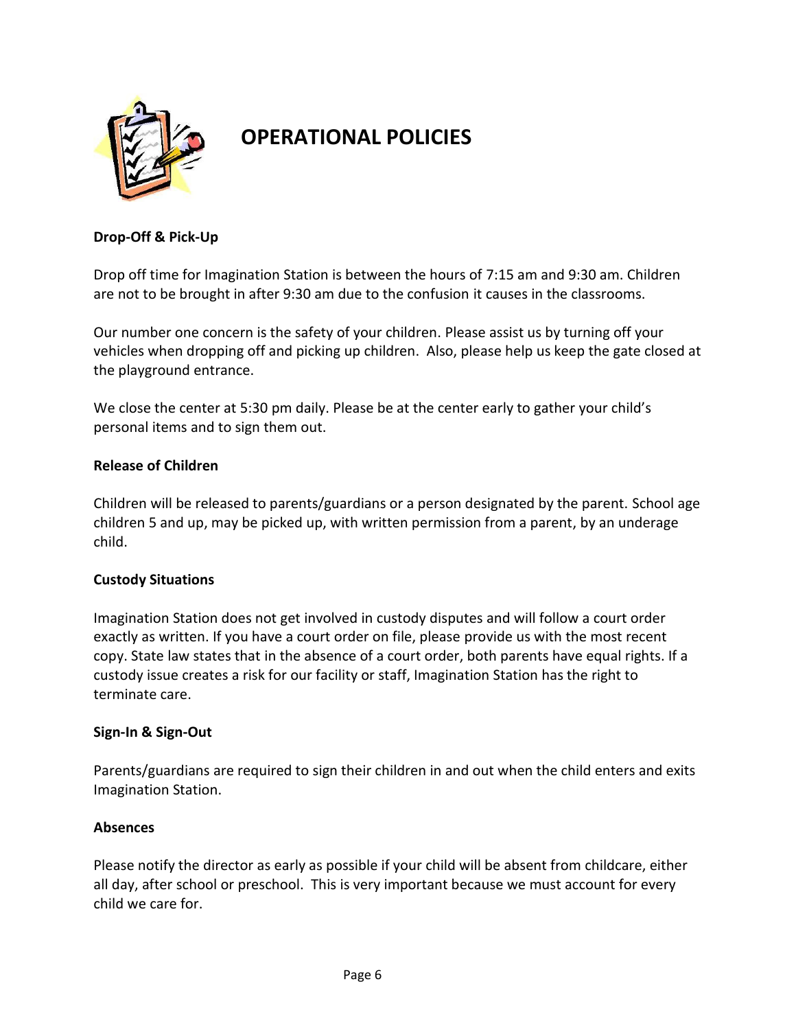# OPERATIONAL POLICIES

**Drop-Off & Pick-Up**

Drop off time for Imagination Station is between the hours of 7:15 am and 9:30 am. Children are not to be brought in after 9:30 am due to the confusion it causes in the classrooms.

Our number one concern is the safety of your children. Please assist us by turning off your vehicles when dropping off and picking up children. Also, please help us keep the gate closed at the playground entrance.

We close the center at 5:30 pm daily. Please be at the center early to gather your child's personal items and to sign them out.

**Release of Children**

Children will be released to parents/guardians or a person designated by the parent. School age children 5 and up, may be picked up, with written permission from a parent, by an underage child.

**Custody Situations**

Imagination Station does not get involved in custody disputes and will follow a court order exactly as written. If you have a court order on file, please provide us with the most recent copy. State law states that in the absence of a court order, both parents have equal rights. If a custody issue creates a risk for our facility or staff, Imagination Station has the right to terminate care.

**Sign-In & Sign-Out**

Parents/guardians are required to sign their children in and out when the child enters and exits Imagination Station.

**Absences**

Please notify the director as early as possible if your child will be absent from childcare, either all day, after school or preschool. This is very important because we must account for every child we care for.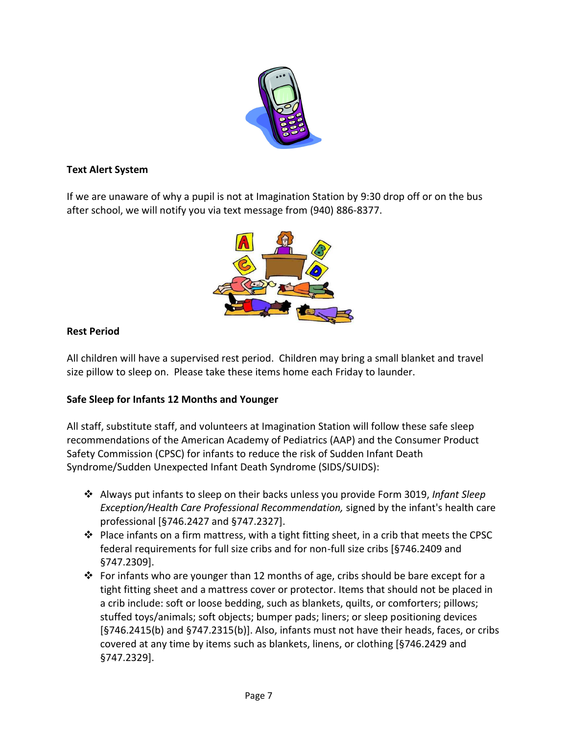**Text Alert System**

If we are unaware of why a pupil is not at Imagination Station by 9:30 drop off or on the bus after school, we will notify you via text message from (940) 886-8377.

**Rest Period**

All children will have a supervised rest period. Children may bring a small blanket and travel size pillow to sleep on. Please take these items home each Friday to launder.

**Safe Sleep for Infants 12 Months and Younger**

All staff, substitute staff, and volunteers at Imagination Station will follow these safe sleep recommendations of the American Academy of Pediatrics (AAP) and the Consumer Product Safety Commission (CPSC) for infants to reduce the risk of Sudden Infant Death Syndrome/Sudden Unexpected Infant Death Syndrome (SIDS/SUIDS):

- Always put infants to sleep on their backs unless you provide Form 3019, *Infant Sleep Exception/Health Care Professional Recommendation,* signed by the infant's health care professional [§746.2427 and §747.2327].
- Place infants on a firm mattress, with a tight fitting sheet, in a crib that meets the CPSC federal requirements for full size cribs and for non-full size cribs [§746.2409 and §747.2309].
- For infants who are younger than 12 months of age, cribs should be bare except for a tight fitting sheet and a mattress cover or protector. Items that should not be placed in a crib include: soft or loose bedding, such as blankets, quilts, or comforters; pillows; stuffed toys/animals; soft objects; bumper pads; liners; or sleep positioning devices [§746.2415(b) and §747.2315(b)]. Also, infants must not have their heads, faces, or cribs covered at any time by items such as blankets, linens, or clothing [§746.2429 and §747.2329].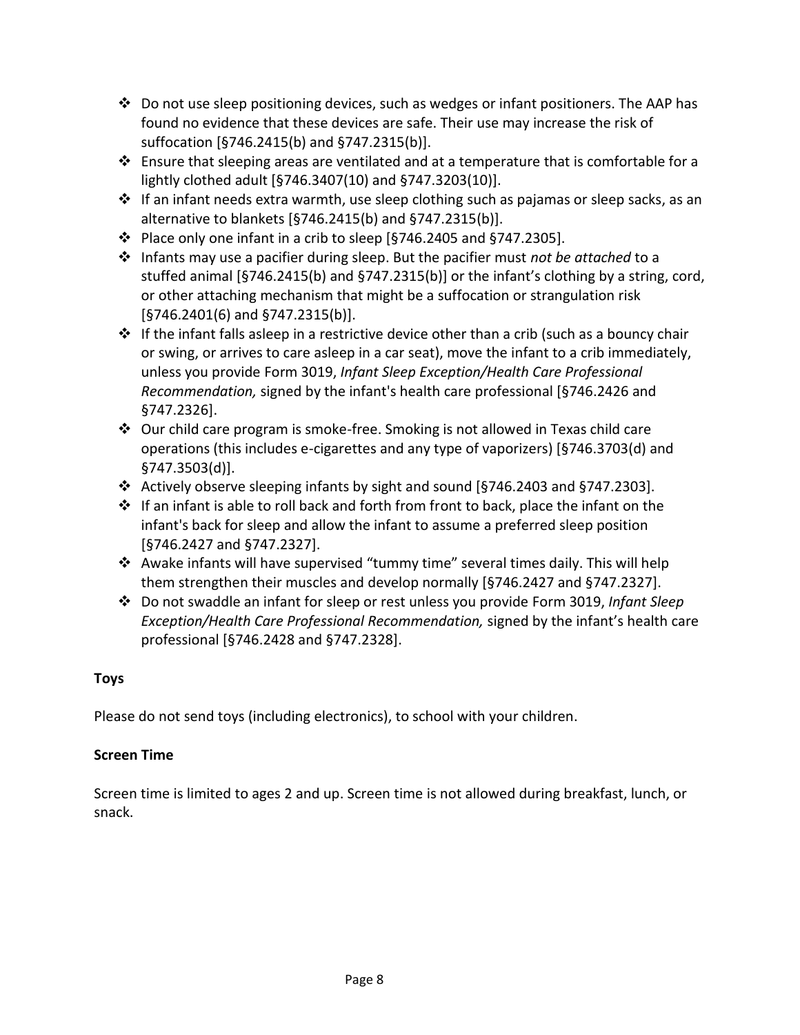- Do not use sleep positioning devices, such as wedges or infant positioners. The AAP has found no evidence that these devices are safe. Their use may increase the risk of suffocation [§746.2415(b) and §747.2315(b)].
- Ensure that sleeping areas are ventilated and at a temperature that is comfortable for a lightly clothed adult [§746.3407(10) and §747.3203(10)].
- If an infant needs extra warmth, use sleep clothing such as pajamas or sleep sacks, as an alternative to blankets [§746.2415(b) and §747.2315(b)].
- Place only one infant in a crib to sleep [§746.2405 and §747.2305].
- Infants may use a pacifier during sleep. But the pacifier must *not be attached* to a stuffed animal [§746.2415(b) and §747.2315(b)] or the infant's clothing by a string, cord, or other attaching mechanism that might be a suffocation or strangulation risk [§746.2401(6) and §747.2315(b)].
- If the infant falls asleep in a restrictive device other than a crib (such as a bouncy chair or swing, or arrives to care asleep in a car seat), move the infant to a crib immediately, unless you provide Form 3019, *Infant Sleep Exception/Health Care Professional Recommendation,* signed by the infant's health care professional [§746.2426 and §747.2326].
- Our child care program is smoke-free. Smoking is not allowed in Texas child care operations (this includes e-cigarettes and any type of vaporizers) [§746.3703(d) and §747.3503(d)].
- Actively observe sleeping infants by sight and sound [§746.2403 and §747.2303].
- If an infant is able to roll back and forth from front to back, place the infant on the infant's back for sleep and allow the infant to assume a preferred sleep position [§746.2427 and §747.2327].
- Awake infants will have supervised "tummy time" several times daily. This will help them strengthen their muscles and develop normally [§746.2427 and §747.2327].
- Do not swaddle an infant for sleep or rest unless you provide Form 3019, *Infant Sleep Exception/Health Care Professional Recommendation,* signed by the infant's health care professional [§746.2428 and §747.2328].

**Toys**

Please do not send toys (including electronics), to school with your children.

**Screen Time**

Screen time is limited to ages 2 and up. Screen time is not allowed during breakfast, lunch, or snack.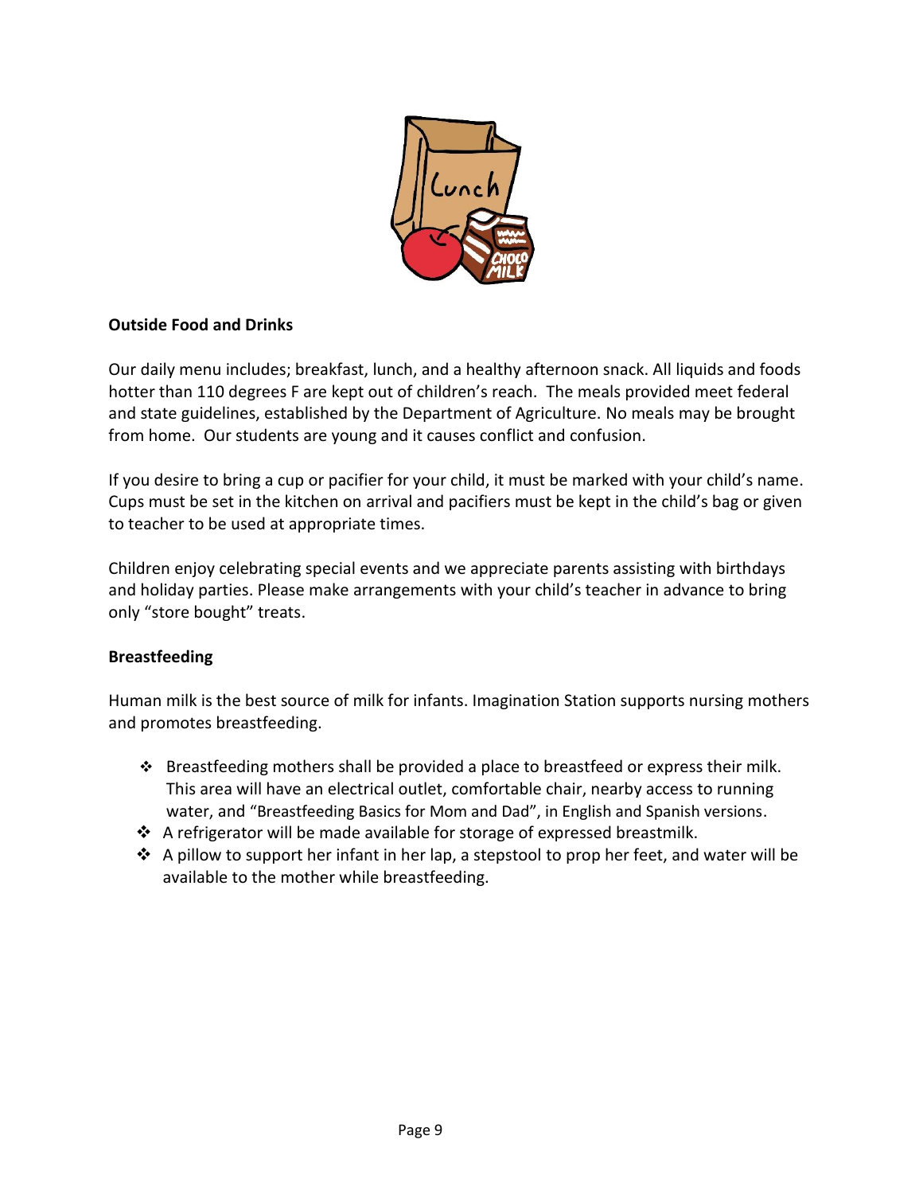**Outside Food and Drinks**

Our daily menu includes; breakfast, lunch, and a healthy afternoon snack. All liquids and foods hotter than 110 degrees F are kept out of children's reach. The meals provided meet federal and state guidelines, established by the Department of Agriculture. No meals may be brought from home. Our students are young and it causes conflict and confusion.

If you desire to bring a cup or pacifier for your child, it must be marked with your child's name. Cups must be set in the kitchen on arrival and pacifiers must be kept in the child's bag or given to teacher to be used at appropriate times.

Children enjoy celebrating special events and we appreciate parents assisting with birthdays and holiday parties. Please make arrangements with your child's teacher in advance to bring only "store bought" treats.

**Breastfeeding**

Human milk is the best source of milk for infants. Imagination Station supports nursing mothers and promotes breastfeeding.

- Breastfeeding mothers shall be provided a place to breastfeed or express their milk. This area will have an electrical outlet, comfortable chair, nearby access to running water, and "Breastfeeding Basics for Mom and Dad", in English and Spanish versions.
- A refrigerator will be made available for storage of expressed breastmilk.
- A pillow to support her infant in her lap, a stepstool to prop her feet, and water will be available to the mother while breastfeeding.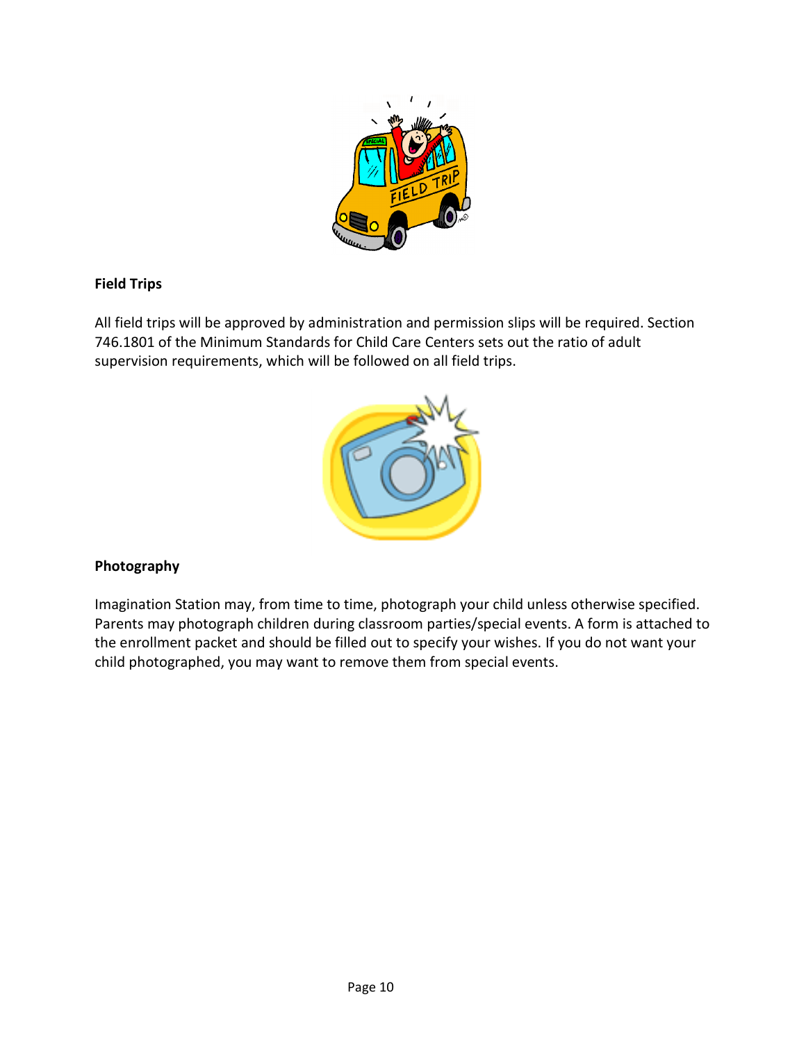**Field Trips**

All field trips will be approved by administration and permission slips will be required. Section 746.1801 of the Minimum Standards for Child Care Centers sets out the ratio of adult supervision requirements, which will be followed on all field trips.

**Photography**

Imagination Station may, from time to time, photograph your child unless otherwise specified. Parents may photograph children during classroom parties/special events. A form is attached to the enrollment packet and should be filled out to specify your wishes. If you do not want your child photographed, you may want to remove them from special events.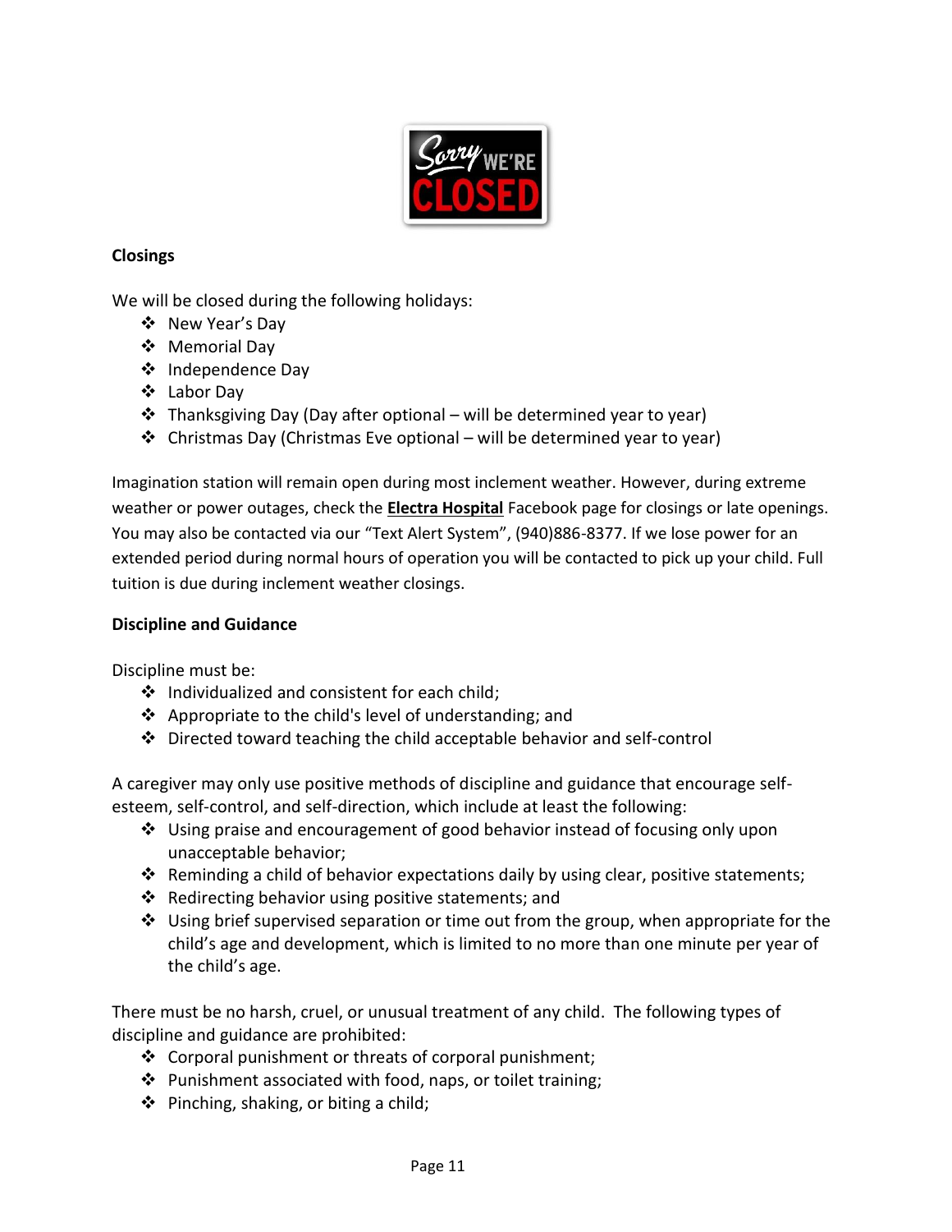**Closings**

We will be closed during the following holidays:

- New Year's Day
- Memorial Day
- Independence Day
- Labor Day
- Thanksgiving Day (Day after optional – will be determined year to year)
- Christmas Day (Christmas Eve optional – will be determined year to year)

Imagination station will remain open during most inclement weather. However, during extreme weather or power outages, check the **Electra Hospital** Facebook page for closings or late openings. You may also be contacted via our "Text Alert System", (940)886-8377. If we lose power for an extended period during normal hours of operation you will be contacted to pick up your child. Full tuition is due during inclement weather closings.

**Discipline and Guidance**

Discipline must be:

- Individualized and consistent for each child;
- Appropriate to the child's level of understanding; and
- Directed toward teaching the child acceptable behavior and self-control

A caregiver may only use positive methods of discipline and guidance that encourage self-esteem, self-control, and self-direction, which include at least the following:

- Using praise and encouragement of good behavior instead of focusing only upon unacceptable behavior;
- Reminding a child of behavior expectations daily by using clear, positive statements;
- Redirecting behavior using positive statements; and
- Using brief supervised separation or time out from the group, when appropriate for the child's age and development, which is limited to no more than one minute per year of the child's age.

There must be no harsh, cruel, or unusual treatment of any child. The following types of discipline and guidance are prohibited:

- Corporal punishment or threats of corporal punishment;
- Punishment associated with food, naps, or toilet training;
- Pinching, shaking, or biting a child;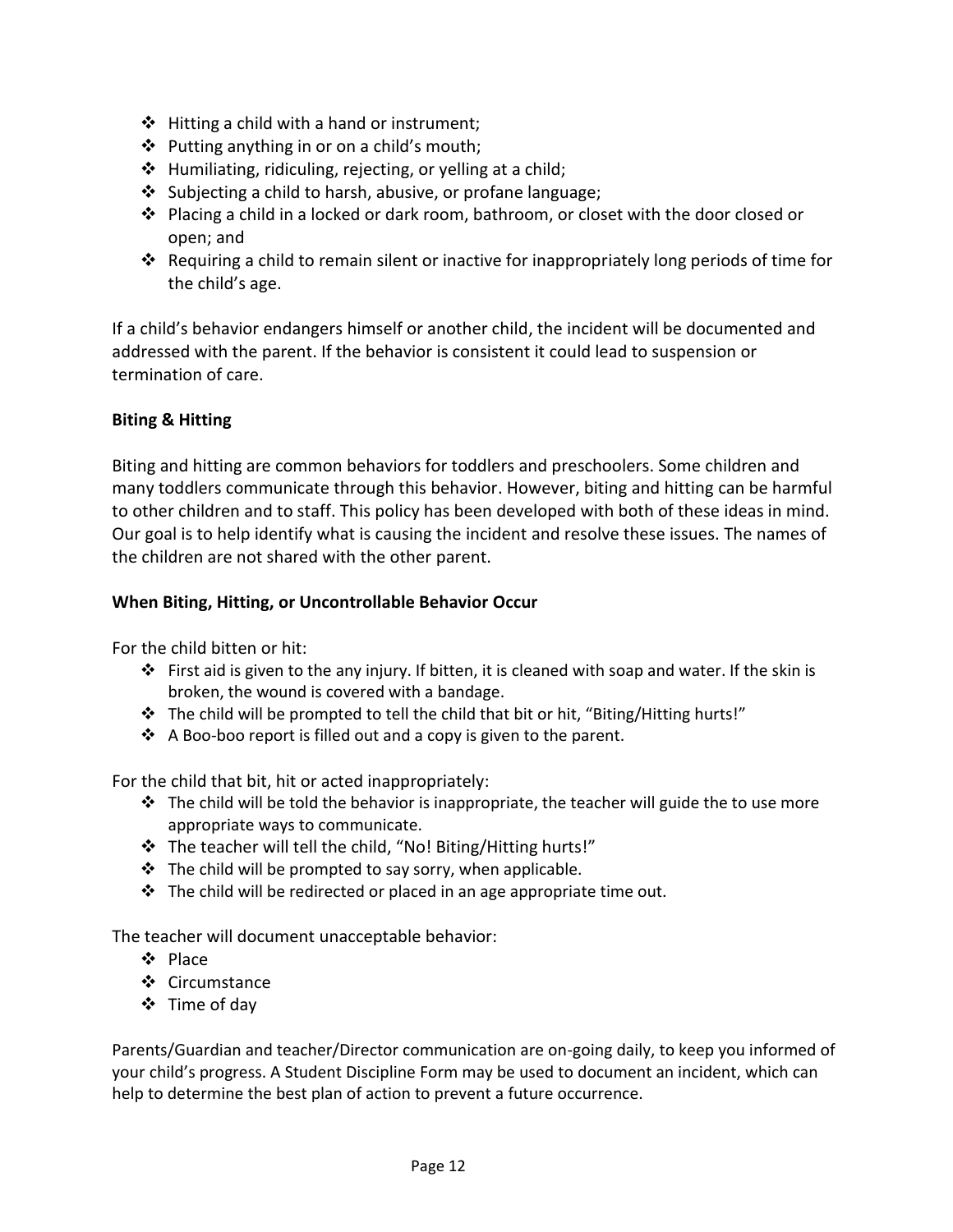- Hitting a child with a hand or instrument;
- Putting anything in or on a child's mouth;
- Humiliating, ridiculing, rejecting, or yelling at a child;
- Subjecting a child to harsh, abusive, or profane language;
- Placing a child in a locked or dark room, bathroom, or closet with the door closed or open; and
- Requiring a child to remain silent or inactive for inappropriately long periods of time for the child's age.

If a child's behavior endangers himself or another child, the incident will be documented and addressed with the parent. If the behavior is consistent it could lead to suspension or termination of care.

**Biting & Hitting**

Biting and hitting are common behaviors for toddlers and preschoolers. Some children and many toddlers communicate through this behavior. However, biting and hitting can be harmful to other children and to staff. This policy has been developed with both of these ideas in mind. Our goal is to help identify what is causing the incident and resolve these issues. The names of the children are not shared with the other parent.

**When Biting, Hitting, or Uncontrollable Behavior Occur**

For the child bitten or hit:

- First aid is given to the any injury. If bitten, it is cleaned with soap and water. If the skin is broken, the wound is covered with a bandage.
- The child will be prompted to tell the child that bit or hit, "Biting/Hitting hurts!"
- A Boo-boo report is filled out and a copy is given to the parent.

For the child that bit, hit or acted inappropriately:

- The child will be told the behavior is inappropriate, the teacher will guide the to use more appropriate ways to communicate.
- The teacher will tell the child, "No! Biting/Hitting hurts!"
- The child will be prompted to say sorry, when applicable.
- The child will be redirected or placed in an age appropriate time out.

The teacher will document unacceptable behavior:

- Place
- Circumstance
- Time of day

Parents/Guardian and teacher/Director communication are on-going daily, to keep you informed of your child's progress. A Student Discipline Form may be used to document an incident, which can help to determine the best plan of action to prevent a future occurrence.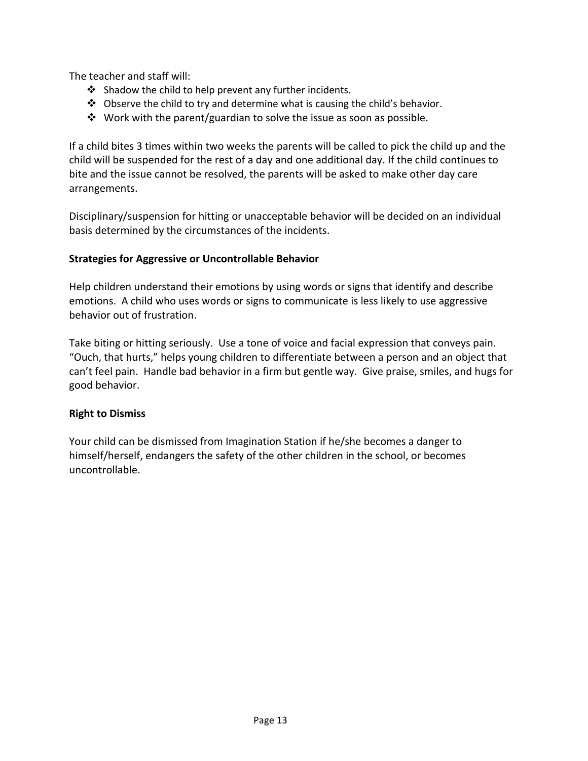The teacher and staff will:

- Shadow the child to help prevent any further incidents.
- Observe the child to try and determine what is causing the child's behavior.
- Work with the parent/guardian to solve the issue as soon as possible.

If a child bites 3 times within two weeks the parents will be called to pick the child up and the child will be suspended for the rest of a day and one additional day. If the child continues to bite and the issue cannot be resolved, the parents will be asked to make other day care arrangements.

Disciplinary/suspension for hitting or unacceptable behavior will be decided on an individual basis determined by the circumstances of the incidents.

**Strategies for Aggressive or Uncontrollable Behavior**

Help children understand their emotions by using words or signs that identify and describe emotions. A child who uses words or signs to communicate is less likely to use aggressive behavior out of frustration.

Take biting or hitting seriously. Use a tone of voice and facial expression that conveys pain. "Ouch, that hurts," helps young children to differentiate between a person and an object that can't feel pain. Handle bad behavior in a firm but gentle way. Give praise, smiles, and hugs for good behavior.

**Right to Dismiss**

Your child can be dismissed from Imagination Station if he/she becomes a danger to himself/herself, endangers the safety of the other children in the school, or becomes uncontrollable.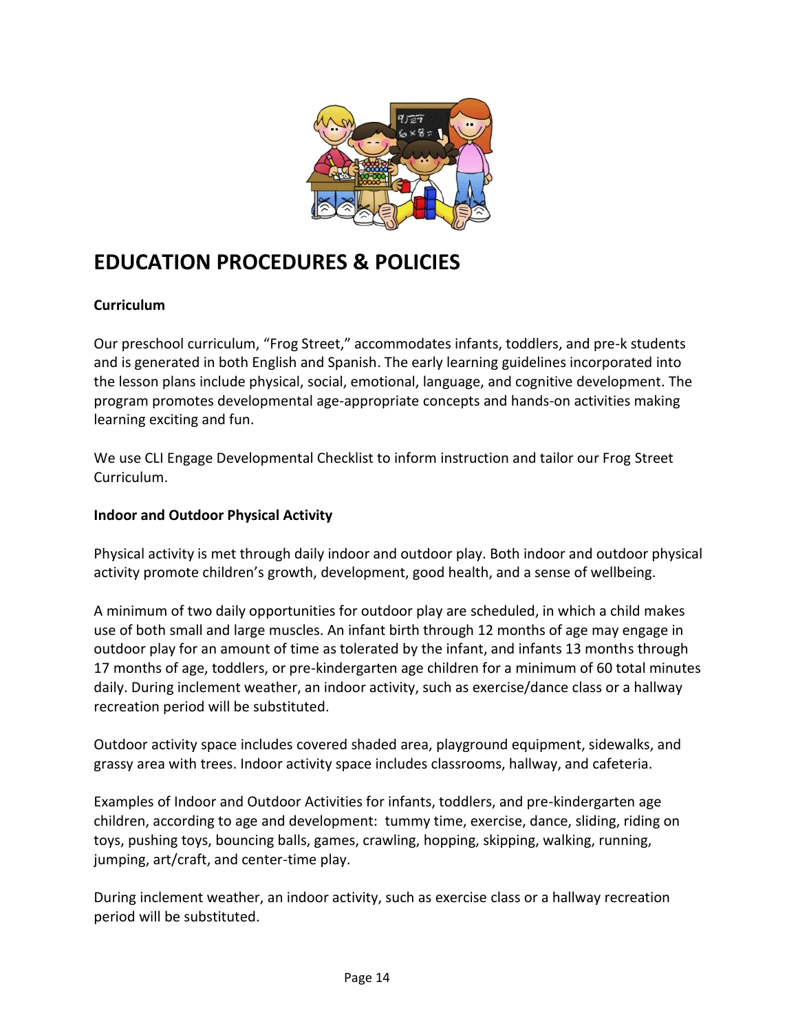# EDUCATION PROCEDURES & POLICIES

**Curriculum**

Our preschool curriculum, "Frog Street," accommodates infants, toddlers, and pre-k students and is generated in both English and Spanish. The early learning guidelines incorporated into the lesson plans include physical, social, emotional, language, and cognitive development. The program promotes developmental age-appropriate concepts and hands-on activities making learning exciting and fun.

We use CLI Engage Developmental Checklist to inform instruction and tailor our Frog Street Curriculum.

**Indoor and Outdoor Physical Activity**

Physical activity is met through daily indoor and outdoor play. Both indoor and outdoor physical activity promote children's growth, development, good health, and a sense of wellbeing.

A minimum of two daily opportunities for outdoor play are scheduled, in which a child makes use of both small and large muscles. An infant birth through 12 months of age may engage in outdoor play for an amount of time as tolerated by the infant, and infants 13 months through 17 months of age, toddlers, or pre-kindergarten age children for a minimum of 60 total minutes daily. During inclement weather, an indoor activity, such as exercise/dance class or a hallway recreation period will be substituted.

Outdoor activity space includes covered shaded area, playground equipment, sidewalks, and grassy area with trees. Indoor activity space includes classrooms, hallway, and cafeteria.

Examples of Indoor and Outdoor Activities for infants, toddlers, and pre-kindergarten age children, according to age and development: tummy time, exercise, dance, sliding, riding on toys, pushing toys, bouncing balls, games, crawling, hopping, skipping, walking, running, jumping, art/craft, and center-time play.

During inclement weather, an indoor activity, such as exercise class or a hallway recreation period will be substituted.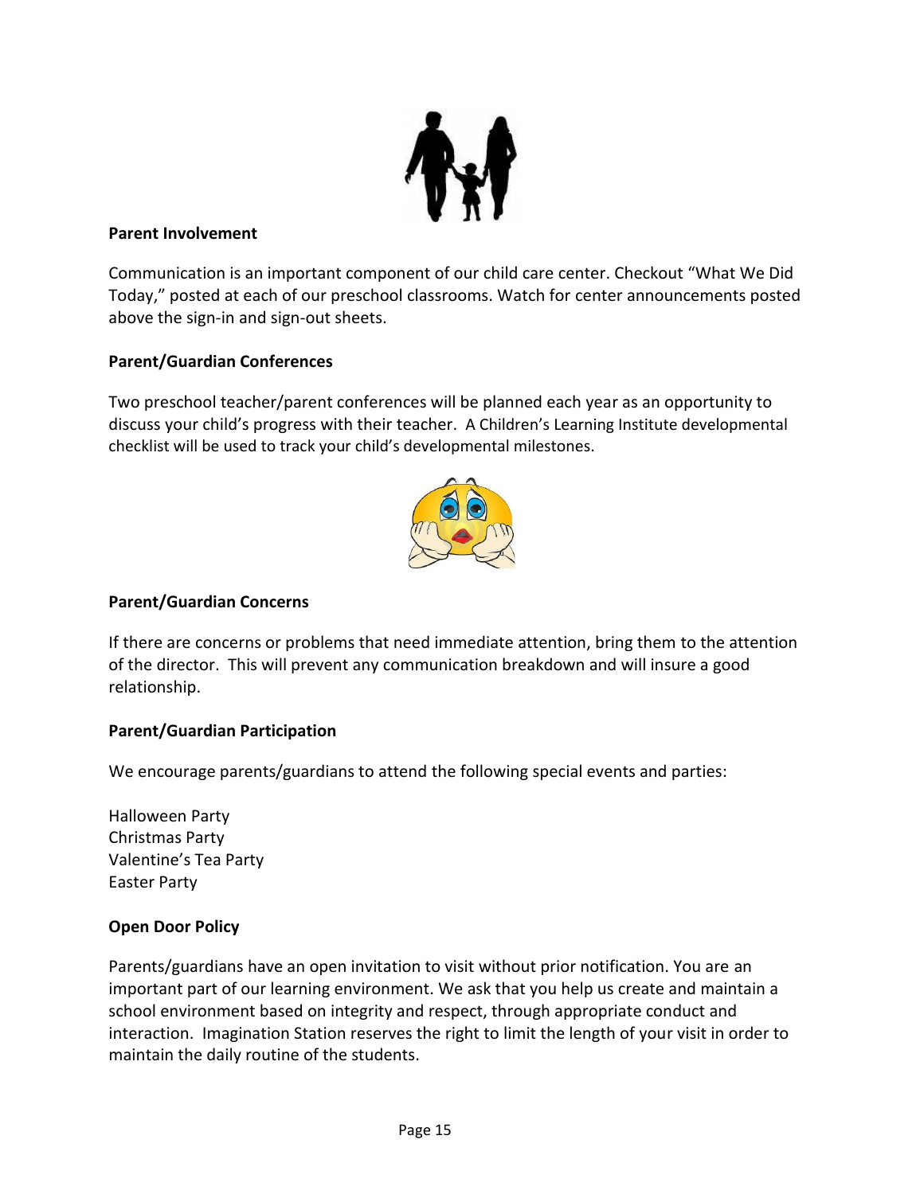**Parent Involvement**

Communication is an important component of our child care center. Checkout "What We Did Today," posted at each of our preschool classrooms. Watch for center announcements posted above the sign-in and sign-out sheets.

**Parent/Guardian Conferences**

Two preschool teacher/parent conferences will be planned each year as an opportunity to discuss your child's progress with their teacher. A Children's Learning Institute developmental checklist will be used to track your child's developmental milestones.

**Parent/Guardian Concerns**

If there are concerns or problems that need immediate attention, bring them to the attention of the director. This will prevent any communication breakdown and will insure a good relationship.

**Parent/Guardian Participation**

We encourage parents/guardians to attend the following special events and parties:

Halloween Party
Christmas Party
Valentine's Tea Party
Easter Party

**Open Door Policy**

Parents/guardians have an open invitation to visit without prior notification. You are an important part of our learning environment. We ask that you help us create and maintain a school environment based on integrity and respect, through appropriate conduct and interaction. Imagination Station reserves the right to limit the length of your visit in order to maintain the daily routine of the students.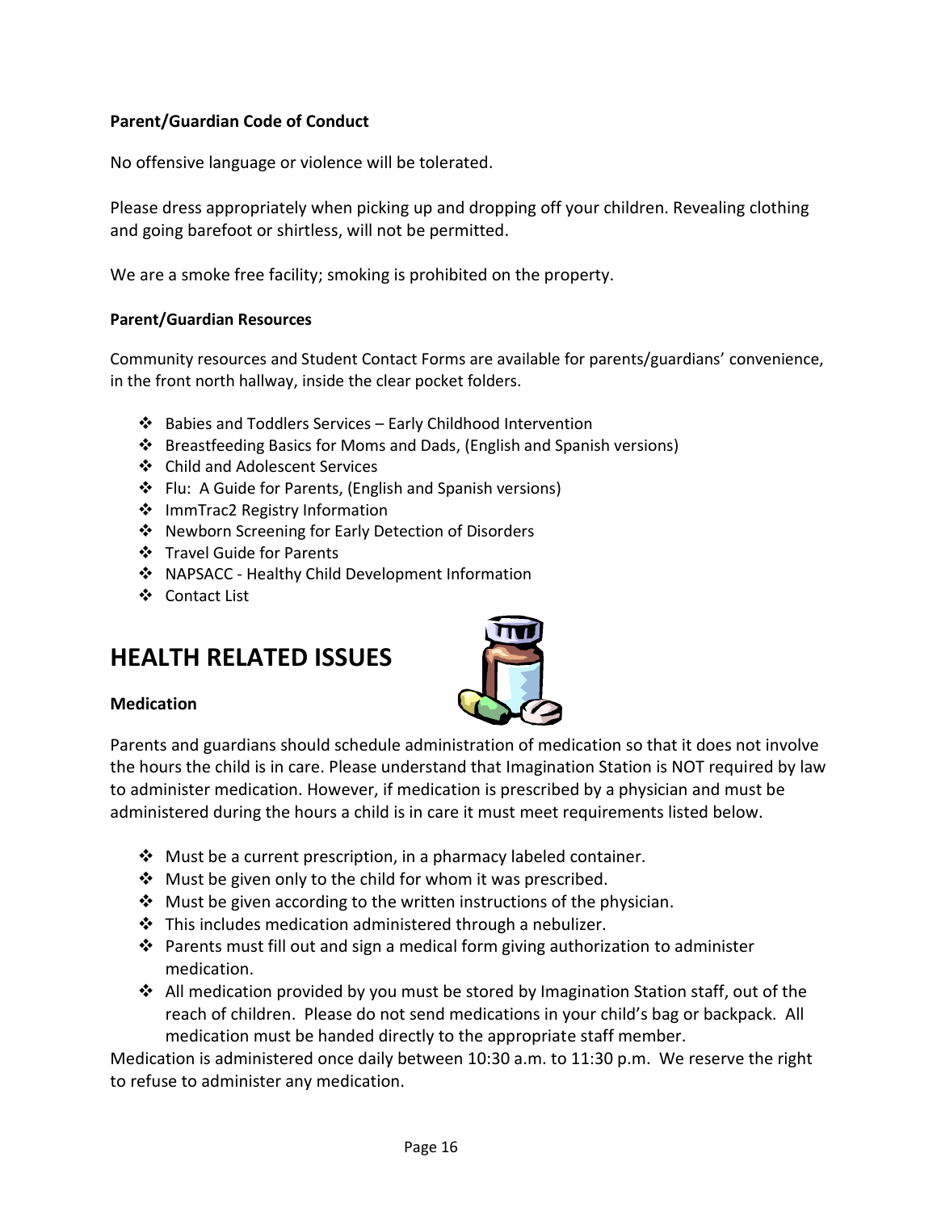**Parent/Guardian Code of Conduct**

No offensive language or violence will be tolerated.

Please dress appropriately when picking up and dropping off your children. Revealing clothing and going barefoot or shirtless, will not be permitted.

We are a smoke free facility; smoking is prohibited on the property.

**Parent/Guardian Resources**

Community resources and Student Contact Forms are available for parents/guardians' convenience, in the front north hallway, inside the clear pocket folders.

- Babies and Toddlers Services – Early Childhood Intervention
- Breastfeeding Basics for Moms and Dads, (English and Spanish versions)
- Child and Adolescent Services
- Flu: A Guide for Parents, (English and Spanish versions)
- ImmTrac2 Registry Information
- Newborn Screening for Early Detection of Disorders
- Travel Guide for Parents
- NAPSACC - Healthy Child Development Information
- Contact List

# HEALTH RELATED ISSUES

**Medication**

Parents and guardians should schedule administration of medication so that it does not involve the hours the child is in care. Please understand that Imagination Station is NOT required by law to administer medication. However, if medication is prescribed by a physician and must be administered during the hours a child is in care it must meet requirements listed below.

- Must be a current prescription, in a pharmacy labeled container.
- Must be given only to the child for whom it was prescribed.
- Must be given according to the written instructions of the physician.
- This includes medication administered through a nebulizer.
- Parents must fill out and sign a medical form giving authorization to administer medication.
- All medication provided by you must be stored by Imagination Station staff, out of the reach of children. Please do not send medications in your child's bag or backpack. All medication must be handed directly to the appropriate staff member.

Medication is administered once daily between 10:30 a.m. to 11:30 p.m. We reserve the right to refuse to administer any medication.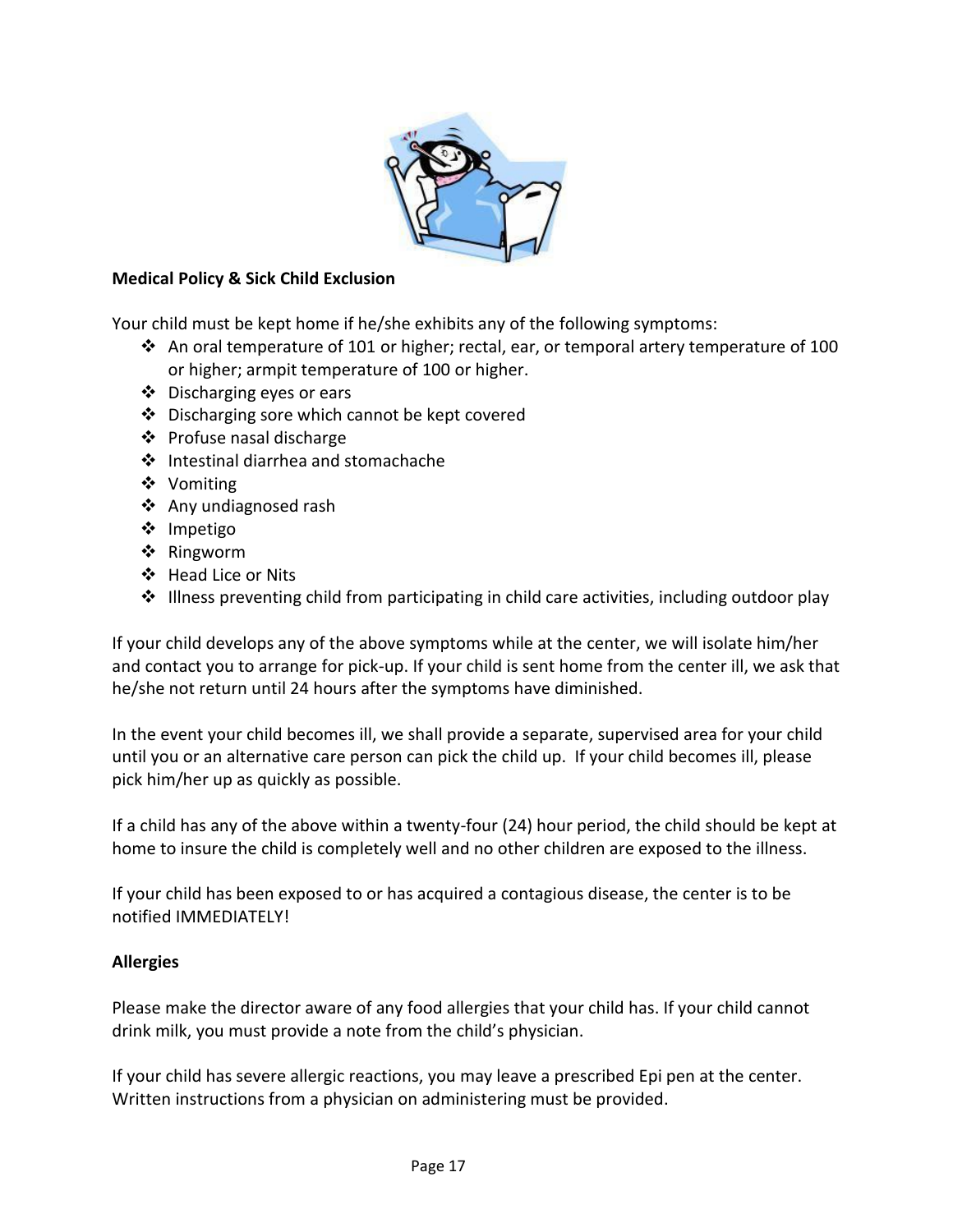**Medical Policy & Sick Child Exclusion**

Your child must be kept home if he/she exhibits any of the following symptoms:

- An oral temperature of 101 or higher; rectal, ear, or temporal artery temperature of 100 or higher; armpit temperature of 100 or higher.
- Discharging eyes or ears
- Discharging sore which cannot be kept covered
- Profuse nasal discharge
- Intestinal diarrhea and stomachache
- Vomiting
- Any undiagnosed rash
- Impetigo
- Ringworm
- Head Lice or Nits
- Illness preventing child from participating in child care activities, including outdoor play

If your child develops any of the above symptoms while at the center, we will isolate him/her and contact you to arrange for pick-up. If your child is sent home from the center ill, we ask that he/she not return until 24 hours after the symptoms have diminished.

In the event your child becomes ill, we shall provide a separate, supervised area for your child until you or an alternative care person can pick the child up. If your child becomes ill, please pick him/her up as quickly as possible.

If a child has any of the above within a twenty-four (24) hour period, the child should be kept at home to insure the child is completely well and no other children are exposed to the illness.

If your child has been exposed to or has acquired a contagious disease, the center is to be notified IMMEDIATELY!

**Allergies**

Please make the director aware of any food allergies that your child has. If your child cannot drink milk, you must provide a note from the child's physician.

If your child has severe allergic reactions, you may leave a prescribed Epi pen at the center. Written instructions from a physician on administering must be provided.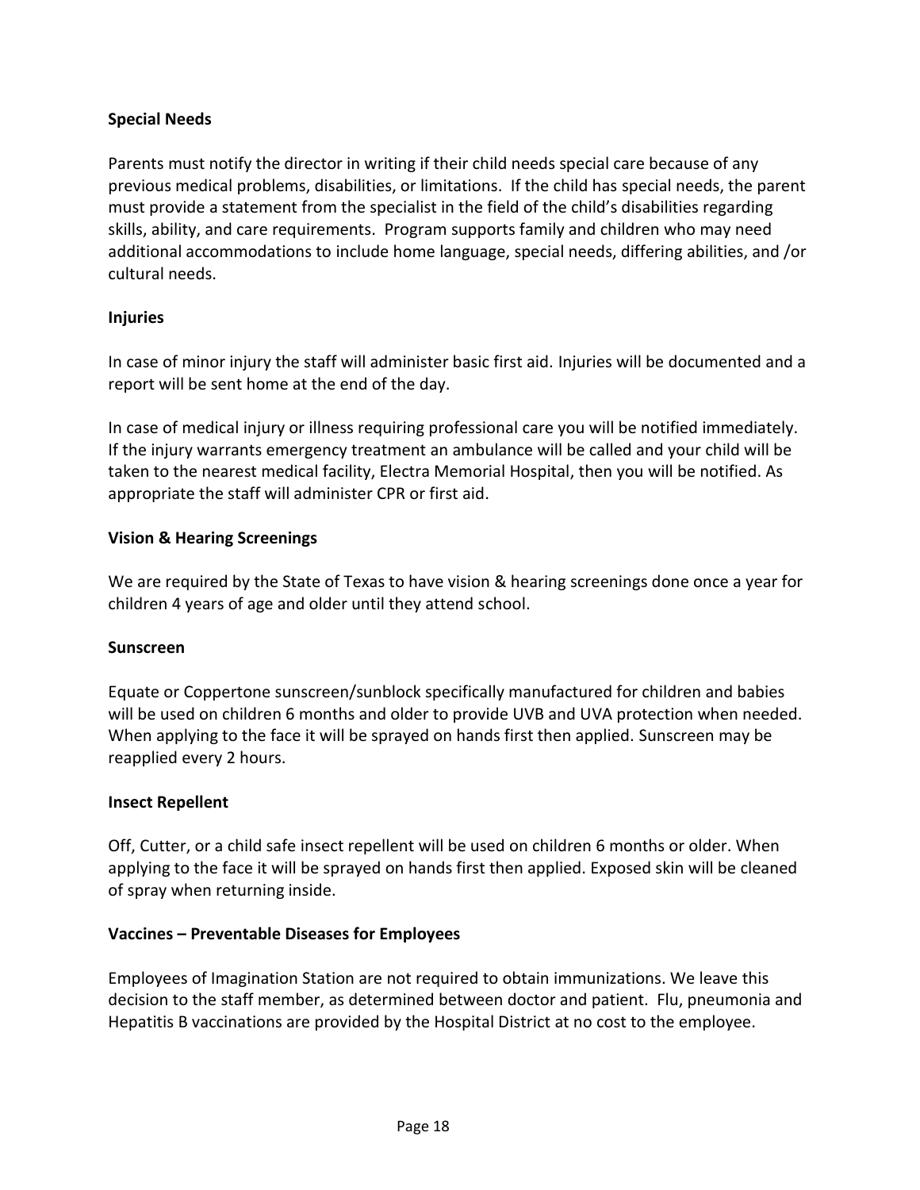**Special Needs**

Parents must notify the director in writing if their child needs special care because of any previous medical problems, disabilities, or limitations. If the child has special needs, the parent must provide a statement from the specialist in the field of the child's disabilities regarding skills, ability, and care requirements. Program supports family and children who may need additional accommodations to include home language, special needs, differing abilities, and /or cultural needs.

**Injuries**

In case of minor injury the staff will administer basic first aid. Injuries will be documented and a report will be sent home at the end of the day.

In case of medical injury or illness requiring professional care you will be notified immediately. If the injury warrants emergency treatment an ambulance will be called and your child will be taken to the nearest medical facility, Electra Memorial Hospital, then you will be notified. As appropriate the staff will administer CPR or first aid.

**Vision & Hearing Screenings**

We are required by the State of Texas to have vision & hearing screenings done once a year for children 4 years of age and older until they attend school.

**Sunscreen**

Equate or Coppertone sunscreen/sunblock specifically manufactured for children and babies will be used on children 6 months and older to provide UVB and UVA protection when needed. When applying to the face it will be sprayed on hands first then applied. Sunscreen may be reapplied every 2 hours.

**Insect Repellent**

Off, Cutter, or a child safe insect repellent will be used on children 6 months or older. When applying to the face it will be sprayed on hands first then applied. Exposed skin will be cleaned of spray when returning inside.

**Vaccines – Preventable Diseases for Employees**

Employees of Imagination Station are not required to obtain immunizations. We leave this decision to the staff member, as determined between doctor and patient. Flu, pneumonia and Hepatitis B vaccinations are provided by the Hospital District at no cost to the employee.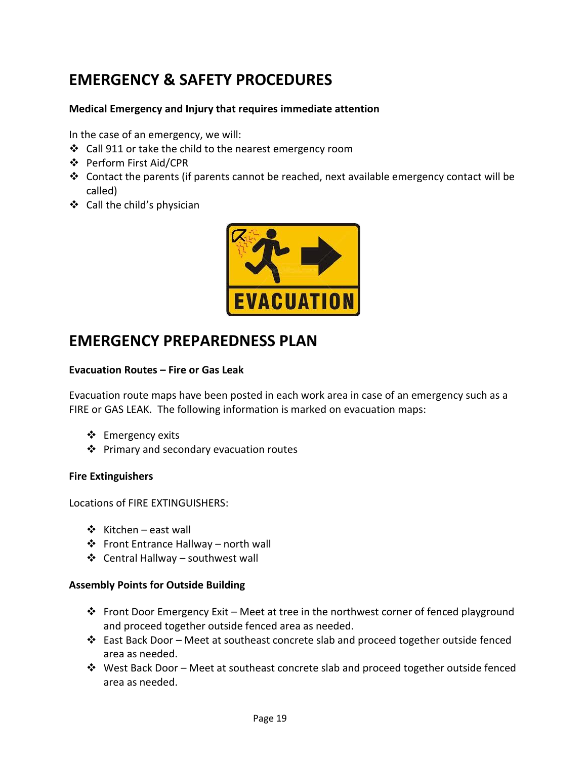# EMERGENCY & SAFETY PROCEDURES

**Medical Emergency and Injury that requires immediate attention**

In the case of an emergency, we will:

- Call 911 or take the child to the nearest emergency room
- Perform First Aid/CPR
- Contact the parents (if parents cannot be reached, next available emergency contact will be called)
- Call the child's physician

# EMERGENCY PREPAREDNESS PLAN

**Evacuation Routes – Fire or Gas Leak**

Evacuation route maps have been posted in each work area in case of an emergency such as a FIRE or GAS LEAK. The following information is marked on evacuation maps:

- Emergency exits
- Primary and secondary evacuation routes

**Fire Extinguishers**

Locations of FIRE EXTINGUISHERS:

- Kitchen – east wall
- Front Entrance Hallway – north wall
- Central Hallway – southwest wall

**Assembly Points for Outside Building**

- Front Door Emergency Exit – Meet at tree in the northwest corner of fenced playground and proceed together outside fenced area as needed.
- East Back Door – Meet at southeast concrete slab and proceed together outside fenced area as needed.
- West Back Door – Meet at southeast concrete slab and proceed together outside fenced area as needed.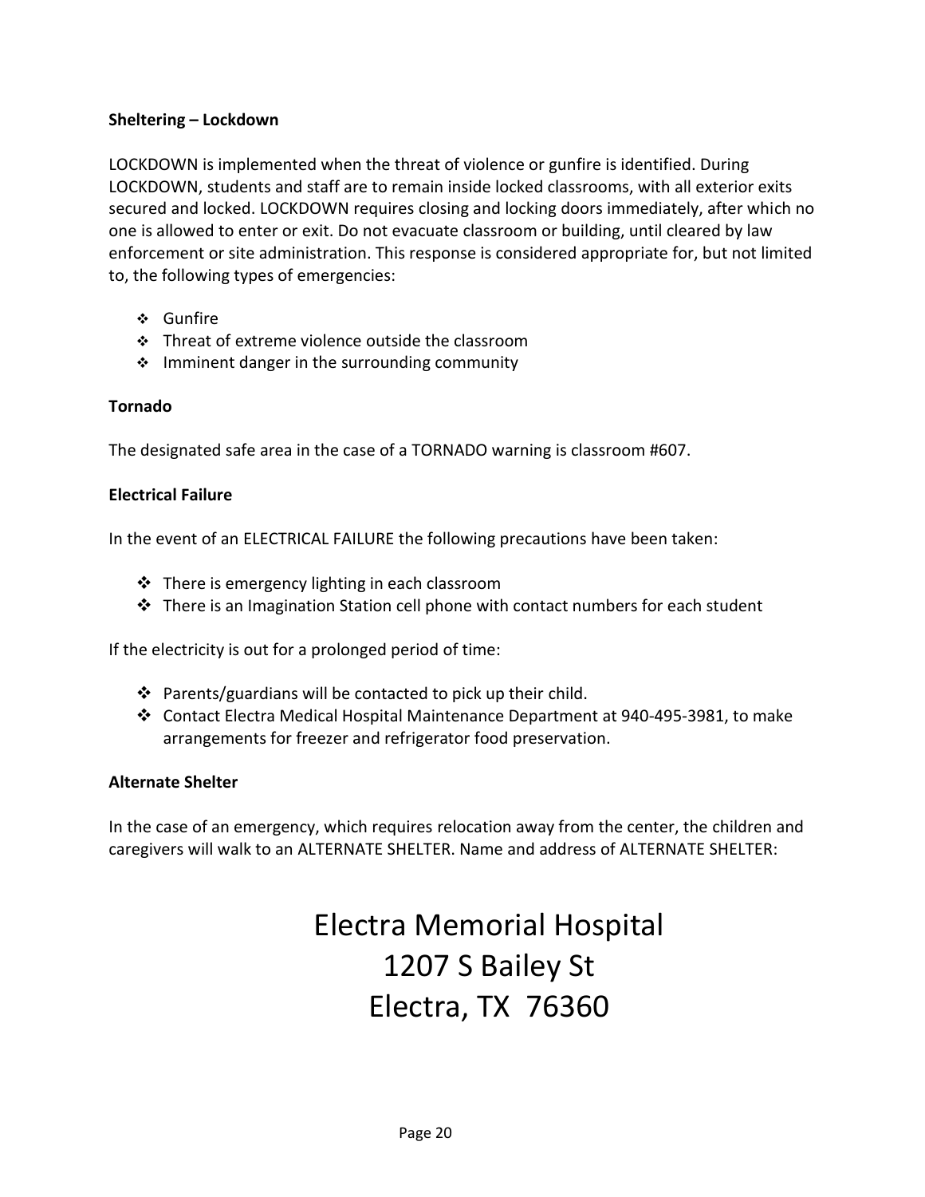**Sheltering – Lockdown**

LOCKDOWN is implemented when the threat of violence or gunfire is identified. During LOCKDOWN, students and staff are to remain inside locked classrooms, with all exterior exits secured and locked. LOCKDOWN requires closing and locking doors immediately, after which no one is allowed to enter or exit. Do not evacuate classroom or building, until cleared by law enforcement or site administration. This response is considered appropriate for, but not limited to, the following types of emergencies:

- Gunfire
- Threat of extreme violence outside the classroom
- Imminent danger in the surrounding community

**Tornado**

The designated safe area in the case of a TORNADO warning is classroom #607.

**Electrical Failure**

In the event of an ELECTRICAL FAILURE the following precautions have been taken:

- There is emergency lighting in each classroom
- There is an Imagination Station cell phone with contact numbers for each student

If the electricity is out for a prolonged period of time:

- Parents/guardians will be contacted to pick up their child.
- Contact Electra Medical Hospital Maintenance Department at 940-495-3981, to make arrangements for freezer and refrigerator food preservation.

**Alternate Shelter**

In the case of an emergency, which requires relocation away from the center, the children and caregivers will walk to an ALTERNATE SHELTER. Name and address of ALTERNATE SHELTER:

Electra Memorial Hospital
1207 S Bailey St
Electra, TX 76360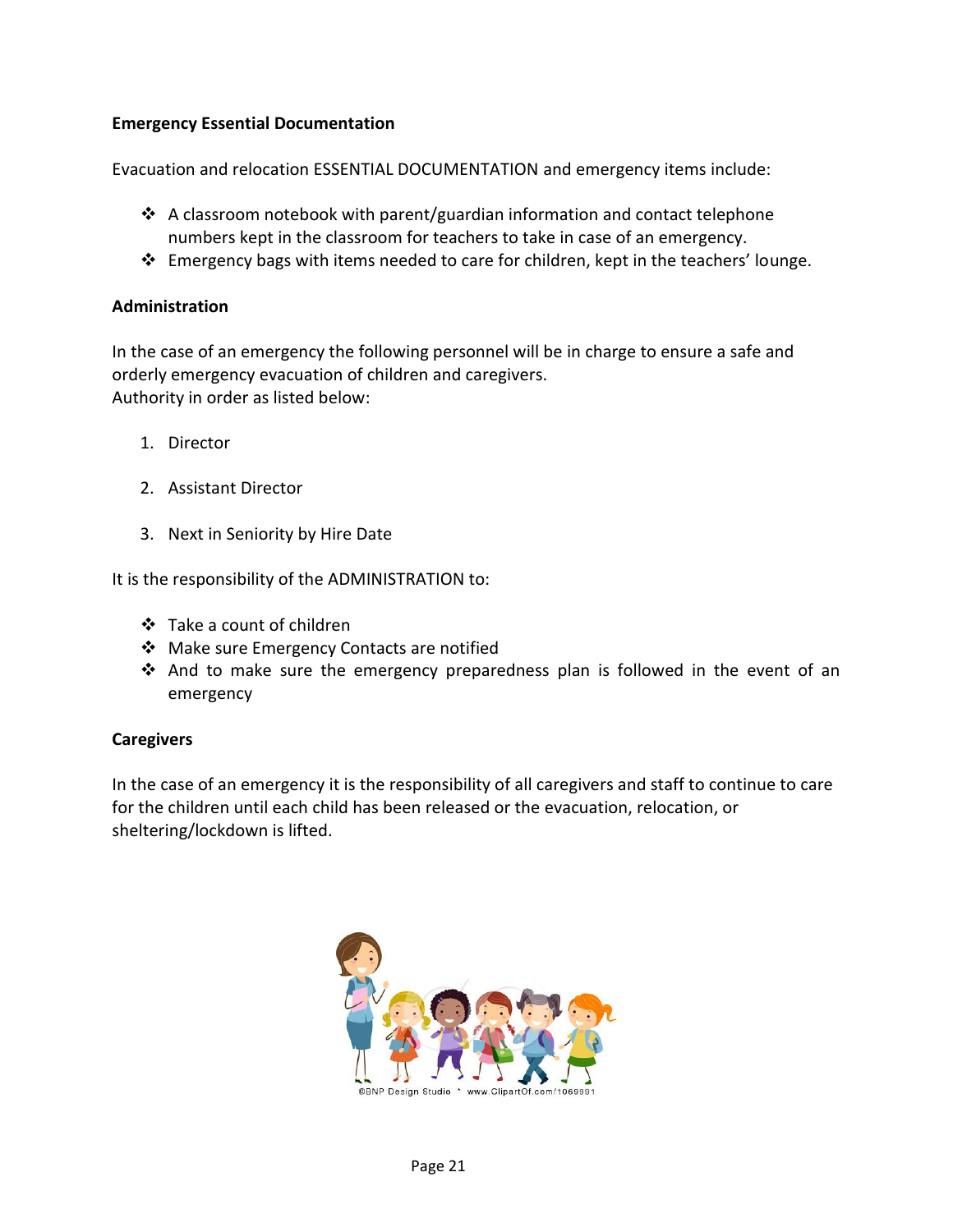**Emergency Essential Documentation**

Evacuation and relocation ESSENTIAL DOCUMENTATION and emergency items include:

- A classroom notebook with parent/guardian information and contact telephone numbers kept in the classroom for teachers to take in case of an emergency.
- Emergency bags with items needed to care for children, kept in the teachers' lounge.

**Administration**

In the case of an emergency the following personnel will be in charge to ensure a safe and orderly emergency evacuation of children and caregivers.
Authority in order as listed below:

1. Director
2. Assistant Director
3. Next in Seniority by Hire Date

It is the responsibility of the ADMINISTRATION to:

- Take a count of children
- Make sure Emergency Contacts are notified
- And to make sure the emergency preparedness plan is followed in the event of an emergency

**Caregivers**

In the case of an emergency it is the responsibility of all caregivers and staff to continue to care for the children until each child has been released or the evacuation, relocation, or sheltering/lockdown is lifted.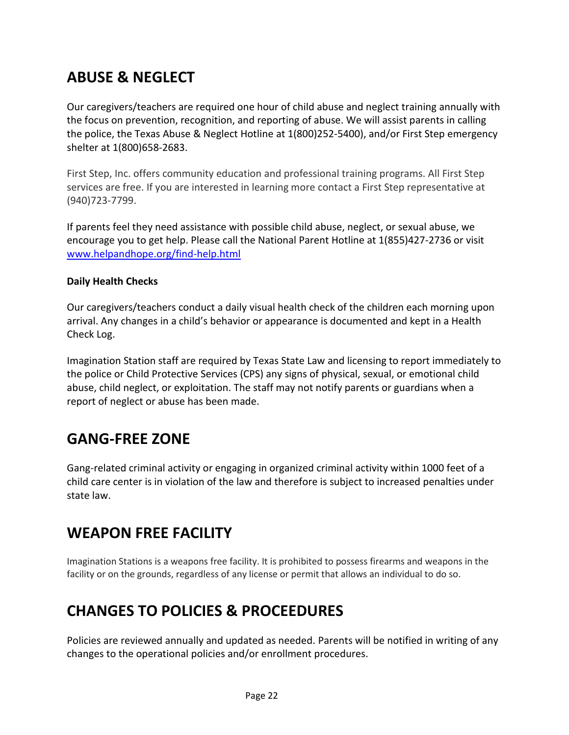## ABUSE & NEGLECT

Our caregivers/teachers are required one hour of child abuse and neglect training annually with the focus on prevention, recognition, and reporting of abuse. We will assist parents in calling the police, the Texas Abuse & Neglect Hotline at 1(800)252-5400), and/or First Step emergency shelter at 1(800)658-2683.

First Step, Inc. offers community education and professional training programs. All First Step services are free. If you are interested in learning more contact a First Step representative at (940)723-7799.

If parents feel they need assistance with possible child abuse, neglect, or sexual abuse, we encourage you to get help. Please call the National Parent Hotline at 1(855)427-2736 or visit [www.helpandhope.org/find-help.html](www.helpandhope.org/find-help.html)

**Daily Health Checks**

Our caregivers/teachers conduct a daily visual health check of the children each morning upon arrival. Any changes in a child's behavior or appearance is documented and kept in a Health Check Log.

Imagination Station staff are required by Texas State Law and licensing to report immediately to the police or Child Protective Services (CPS) any signs of physical, sexual, or emotional child abuse, child neglect, or exploitation. The staff may not notify parents or guardians when a report of neglect or abuse has been made.

## GANG-FREE ZONE

Gang-related criminal activity or engaging in organized criminal activity within 1000 feet of a child care center is in violation of the law and therefore is subject to increased penalties under state law.

## WEAPON FREE FACILITY

Imagination Stations is a weapons free facility. It is prohibited to possess firearms and weapons in the facility or on the grounds, regardless of any license or permit that allows an individual to do so.

## CHANGES TO POLICIES & PROCEEDURES

Policies are reviewed annually and updated as needed. Parents will be notified in writing of any changes to the operational policies and/or enrollment procedures.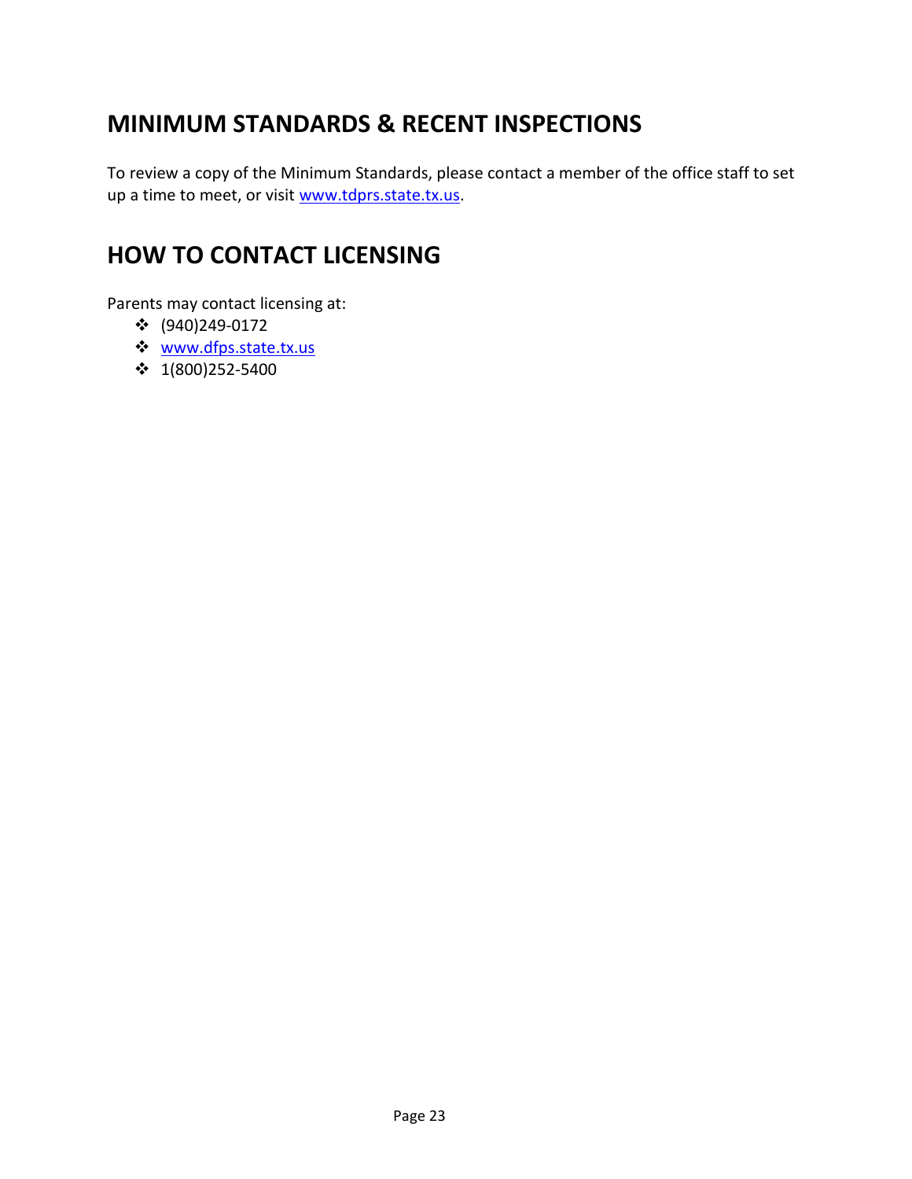## MINIMUM STANDARDS & RECENT INSPECTIONS

To review a copy of the Minimum Standards, please contact a member of the office staff to set up a time to meet, or visit www.tdprs.state.tx.us.

## HOW TO CONTACT LICENSING

Parents may contact licensing at:

- (940)249-0172
- www.dfps.state.tx.us
- 1(800)252-5400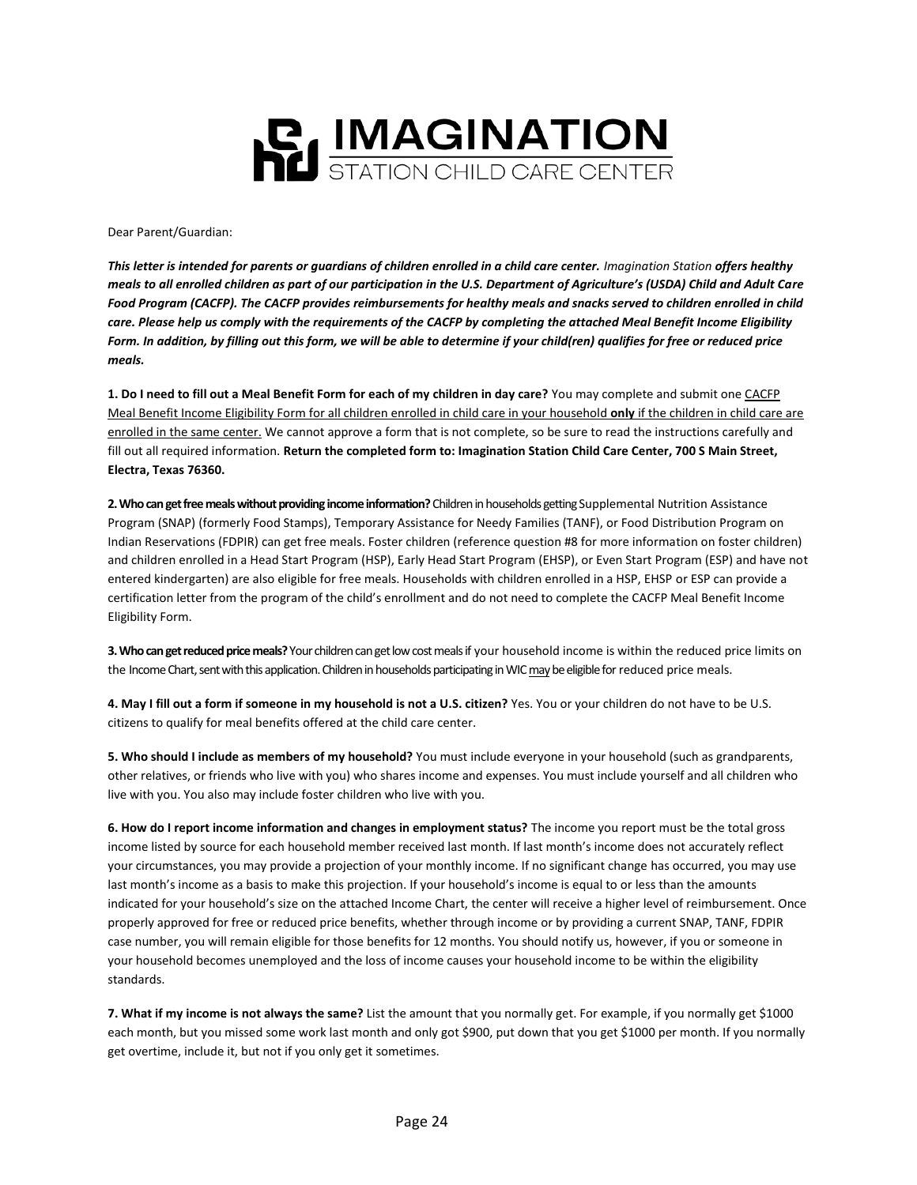# IMAGINATION STATION CHILD CARE CENTER

Dear Parent/Guardian:

***This letter is intended for parents or guardians of children enrolled in a child care center.*** *Imagination Station* ***offers healthy meals to all enrolled children as part of our participation in the U.S. Department of Agriculture's (USDA) Child and Adult Care Food Program (CACFP). The CACFP provides reimbursements for healthy meals and snacks served to children enrolled in child care. Please help us comply with the requirements of the CACFP by completing the attached Meal Benefit Income Eligibility Form. In addition, by filling out this form, we will be able to determine if your child(ren) qualifies for free or reduced price meals.***

**1. Do I need to fill out a Meal Benefit Form for each of my children in day care?** You may complete and submit one CACFP Meal Benefit Income Eligibility Form for all children enrolled in child care in your household **only** if the children in child care are enrolled in the same center. We cannot approve a form that is not complete, so be sure to read the instructions carefully and fill out all required information. **Return the completed form to: Imagination Station Child Care Center, 700 S Main Street, Electra, Texas 76360.**

**2. Who can get free meals without providing income information?** Children in households getting Supplemental Nutrition Assistance Program (SNAP) (formerly Food Stamps), Temporary Assistance for Needy Families (TANF), or Food Distribution Program on Indian Reservations (FDPIR) can get free meals. Foster children (reference question #8 for more information on foster children) and children enrolled in a Head Start Program (HSP), Early Head Start Program (EHSP), or Even Start Program (ESP) and have not entered kindergarten) are also eligible for free meals. Households with children enrolled in a HSP, EHSP or ESP can provide a certification letter from the program of the child's enrollment and do not need to complete the CACFP Meal Benefit Income Eligibility Form.

**3. Who can get reduced price meals?** Your children can get low cost meals if your household income is within the reduced price limits on the Income Chart, sent with this application. Children in households participating in WIC may be eligible for reduced price meals.

**4. May I fill out a form if someone in my household is not a U.S. citizen?** Yes. You or your children do not have to be U.S. citizens to qualify for meal benefits offered at the child care center.

**5. Who should I include as members of my household?** You must include everyone in your household (such as grandparents, other relatives, or friends who live with you) who shares income and expenses. You must include yourself and all children who live with you. You also may include foster children who live with you.

**6. How do I report income information and changes in employment status?** The income you report must be the total gross income listed by source for each household member received last month. If last month's income does not accurately reflect your circumstances, you may provide a projection of your monthly income. If no significant change has occurred, you may use last month's income as a basis to make this projection. If your household's income is equal to or less than the amounts indicated for your household's size on the attached Income Chart, the center will receive a higher level of reimbursement. Once properly approved for free or reduced price benefits, whether through income or by providing a current SNAP, TANF, FDPIR case number, you will remain eligible for those benefits for 12 months. You should notify us, however, if you or someone in your household becomes unemployed and the loss of income causes your household income to be within the eligibility standards.

**7. What if my income is not always the same?** List the amount that you normally get. For example, if you normally get $1000 each month, but you missed some work last month and only got $900, put down that you get $1000 per month. If you normally get overtime, include it, but not if you only get it sometimes.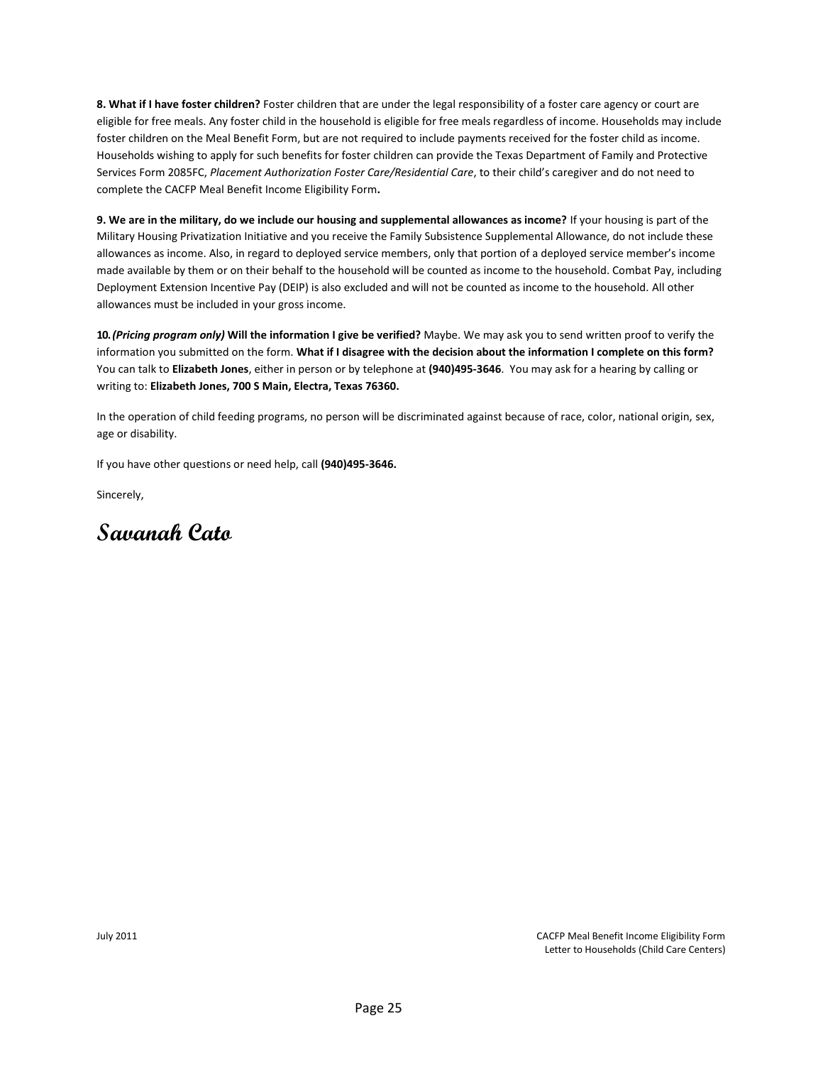**8. What if I have foster children?** Foster children that are under the legal responsibility of a foster care agency or court are eligible for free meals. Any foster child in the household is eligible for free meals regardless of income. Households may include foster children on the Meal Benefit Form, but are not required to include payments received for the foster child as income. Households wishing to apply for such benefits for foster children can provide the Texas Department of Family and Protective Services Form 2085FC, *Placement Authorization Foster Care/Residential Care*, to their child's caregiver and do not need to complete the CACFP Meal Benefit Income Eligibility Form**.**

**9. We are in the military, do we include our housing and supplemental allowances as income?** If your housing is part of the Military Housing Privatization Initiative and you receive the Family Subsistence Supplemental Allowance, do not include these allowances as income. Also, in regard to deployed service members, only that portion of a deployed service member's income made available by them or on their behalf to the household will be counted as income to the household. Combat Pay, including Deployment Extension Incentive Pay (DEIP) is also excluded and will not be counted as income to the household. All other allowances must be included in your gross income.

**10.** ***(Pricing program only)*** **Will the information I give be verified?** Maybe. We may ask you to send written proof to verify the information you submitted on the form. **What if I disagree with the decision about the information I complete on this form?** You can talk to **Elizabeth Jones**, either in person or by telephone at **(940)495-3646**. You may ask for a hearing by calling or writing to: **Elizabeth Jones, 700 S Main, Electra, Texas 76360.**

In the operation of child feeding programs, no person will be discriminated against because of race, color, national origin, sex, age or disability.

If you have other questions or need help, call **(940)495-3646.**

Sincerely,

**Savanah Cato**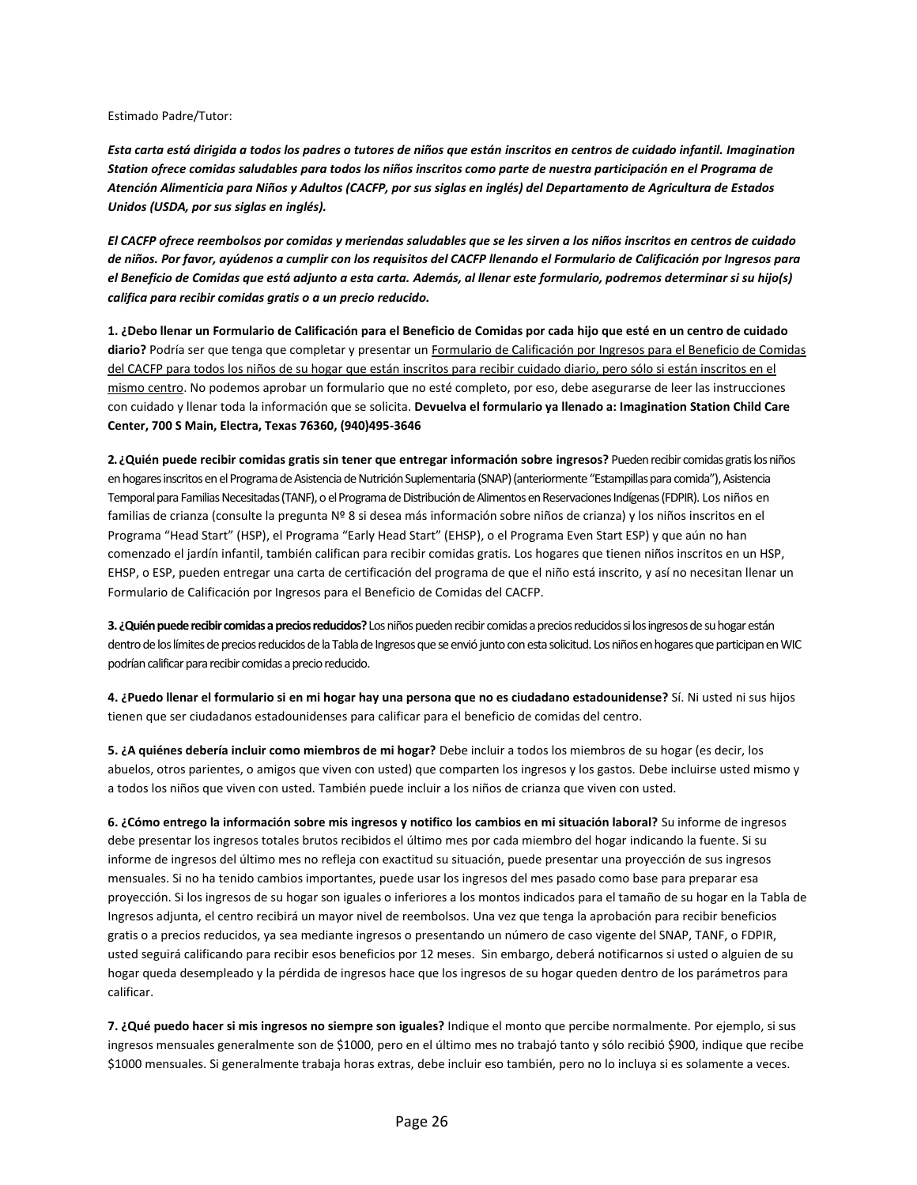Estimado Padre/Tutor:

***Esta carta está dirigida a todos los padres o tutores de niños que están inscritos en centros de cuidado infantil. Imagination Station ofrece comidas saludables para todos los niños inscritos como parte de nuestra participación en el Programa de Atención Alimenticia para Niños y Adultos (CACFP, por sus siglas en inglés) del Departamento de Agricultura de Estados Unidos (USDA, por sus siglas en inglés).***

***El CACFP ofrece reembolsos por comidas y meriendas saludables que se les sirven a los niños inscritos en centros de cuidado de niños. Por favor, ayúdenos a cumplir con los requisitos del CACFP llenando el Formulario de Calificación por Ingresos para el Beneficio de Comidas que está adjunto a esta carta. Además, al llenar este formulario, podremos determinar si su hijo(s) califica para recibir comidas gratis o a un precio reducido.***

**1. ¿Debo llenar un Formulario de Calificación para el Beneficio de Comidas por cada hijo que esté en un centro de cuidado diario?** Podría ser que tenga que completar y presentar un <u>Formulario de Calificación por Ingresos para el Beneficio de Comidas del CACFP para todos los niños de su hogar que están inscritos para recibir cuidado diario, pero sólo si están inscritos en el mismo centro</u>. No podemos aprobar un formulario que no esté completo, por eso, debe asegurarse de leer las instrucciones con cuidado y llenar toda la información que se solicita. **Devuelva el formulario ya llenado a: Imagination Station Child Care Center, 700 S Main, Electra, Texas 76360, (940)495-3646**

**2. ¿Quién puede recibir comidas gratis sin tener que entregar información sobre ingresos?** Pueden recibir comidas gratis los niños en hogares inscritos en el Programa de Asistencia de Nutrición Suplementaria (SNAP) (anteriormente "Estampillas para comida"), Asistencia Temporal para Familias Necesitadas (TANF), o el Programa de Distribución de Alimentos en Reservaciones Indígenas (FDPIR). Los niños en familias de crianza (consulte la pregunta Nº 8 si desea más información sobre niños de crianza) y los niños inscritos en el Programa "Head Start" (HSP), el Programa "Early Head Start" (EHSP), o el Programa Even Start ESP) y que aún no han comenzado el jardín infantil, también califican para recibir comidas gratis. Los hogares que tienen niños inscritos en un HSP, EHSP, o ESP, pueden entregar una carta de certificación del programa de que el niño está inscrito, y así no necesitan llenar un Formulario de Calificación por Ingresos para el Beneficio de Comidas del CACFP.

**3. ¿Quién puede recibir comidas a precios reducidos?** Los niños pueden recibir comidas a precios reducidos si los ingresos de su hogar están dentro de los límites de precios reducidos de la Tabla de Ingresos que se envió junto con esta solicitud. Los niños en hogares que participan en WIC podrían calificar para recibir comidas a precio reducido.

**4. ¿Puedo llenar el formulario si en mi hogar hay una persona que no es ciudadano estadounidense?** Sí. Ni usted ni sus hijos tienen que ser ciudadanos estadounidenses para calificar para el beneficio de comidas del centro.

**5. ¿A quiénes debería incluir como miembros de mi hogar?** Debe incluir a todos los miembros de su hogar (es decir, los abuelos, otros parientes, o amigos que viven con usted) que comparten los ingresos y los gastos. Debe incluirse usted mismo y a todos los niños que viven con usted. También puede incluir a los niños de crianza que viven con usted.

**6. ¿Cómo entrego la información sobre mis ingresos y notifico los cambios en mi situación laboral?** Su informe de ingresos debe presentar los ingresos totales brutos recibidos el último mes por cada miembro del hogar indicando la fuente. Si su informe de ingresos del último mes no refleja con exactitud su situación, puede presentar una proyección de sus ingresos mensuales. Si no ha tenido cambios importantes, puede usar los ingresos del mes pasado como base para preparar esa proyección. Si los ingresos de su hogar son iguales o inferiores a los montos indicados para el tamaño de su hogar en la Tabla de Ingresos adjunta, el centro recibirá un mayor nivel de reembolsos. Una vez que tenga la aprobación para recibir beneficios gratis o a precios reducidos, ya sea mediante ingresos o presentando un número de caso vigente del SNAP, TANF, o FDPIR, usted seguirá calificando para recibir esos beneficios por 12 meses. Sin embargo, deberá notificarnos si usted o alguien de su hogar queda desempleado y la pérdida de ingresos hace que los ingresos de su hogar queden dentro de los parámetros para calificar.

**7. ¿Qué puedo hacer si mis ingresos no siempre son iguales?** Indique el monto que percibe normalmente. Por ejemplo, si sus ingresos mensuales generalmente son de $1000, pero en el último mes no trabajó tanto y sólo recibió $900, indique que recibe $1000 mensuales. Si generalmente trabaja horas extras, debe incluir eso también, pero no lo incluya si es solamente a veces.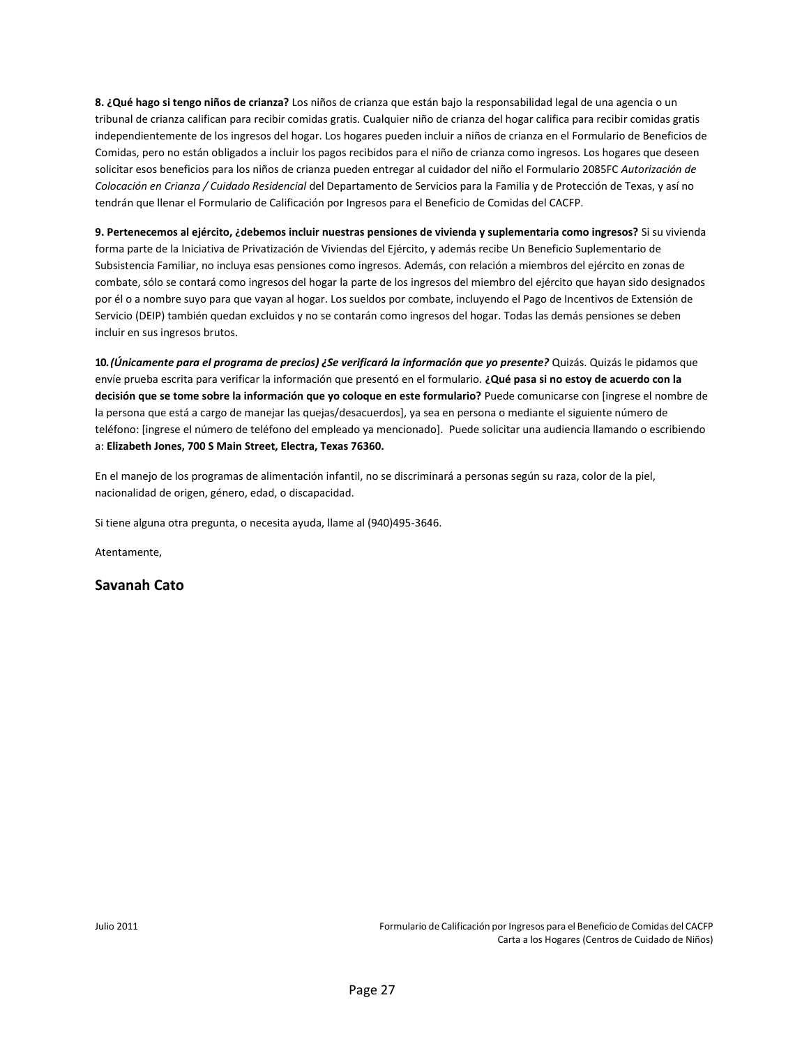**8. ¿Qué hago si tengo niños de crianza?** Los niños de crianza que están bajo la responsabilidad legal de una agencia o un tribunal de crianza califican para recibir comidas gratis. Cualquier niño de crianza del hogar califica para recibir comidas gratis independientemente de los ingresos del hogar. Los hogares pueden incluir a niños de crianza en el Formulario de Beneficios de Comidas, pero no están obligados a incluir los pagos recibidos para el niño de crianza como ingresos. Los hogares que deseen solicitar esos beneficios para los niños de crianza pueden entregar al cuidador del niño el Formulario 2085FC *Autorización de Colocación en Crianza / Cuidado Residencial* del Departamento de Servicios para la Familia y de Protección de Texas, y así no tendrán que llenar el Formulario de Calificación por Ingresos para el Beneficio de Comidas del CACFP.

**9. Pertenecemos al ejército, ¿debemos incluir nuestras pensiones de vivienda y suplementaria como ingresos?** Si su vivienda forma parte de la Iniciativa de Privatización de Viviendas del Ejército, y además recibe Un Beneficio Suplementario de Subsistencia Familiar, no incluya esas pensiones como ingresos. Además, con relación a miembros del ejército en zonas de combate, sólo se contará como ingresos del hogar la parte de los ingresos del miembro del ejército que hayan sido designados por él o a nombre suyo para que vayan al hogar. Los sueldos por combate, incluyendo el Pago de Incentivos de Extensión de Servicio (DEIP) también quedan excluidos y no se contarán como ingresos del hogar. Todas las demás pensiones se deben incluir en sus ingresos brutos.

**10.** ***(Únicamente para el programa de precios) ¿Se verificará la información que yo presente?*** Quizás. Quizás le pidamos que envíe prueba escrita para verificar la información que presentó en el formulario. **¿Qué pasa si no estoy de acuerdo con la decisión que se tome sobre la información que yo coloque en este formulario?** Puede comunicarse con [ingrese el nombre de la persona que está a cargo de manejar las quejas/desacuerdos], ya sea en persona o mediante el siguiente número de teléfono: [ingrese el número de teléfono del empleado ya mencionado]. Puede solicitar una audiencia llamando o escribiendo a: **Elizabeth Jones, 700 S Main Street, Electra, Texas 76360.**

En el manejo de los programas de alimentación infantil, no se discriminará a personas según su raza, color de la piel, nacionalidad de origen, género, edad, o discapacidad.

Si tiene alguna otra pregunta, o necesita ayuda, llame al (940)495-3646.

Atentamente,

**Savanah Cato**

Julio 2011

Formulario de Calificación por Ingresos para el Beneficio de Comidas del CACFP
Carta a los Hogares (Centros de Cuidado de Niños)